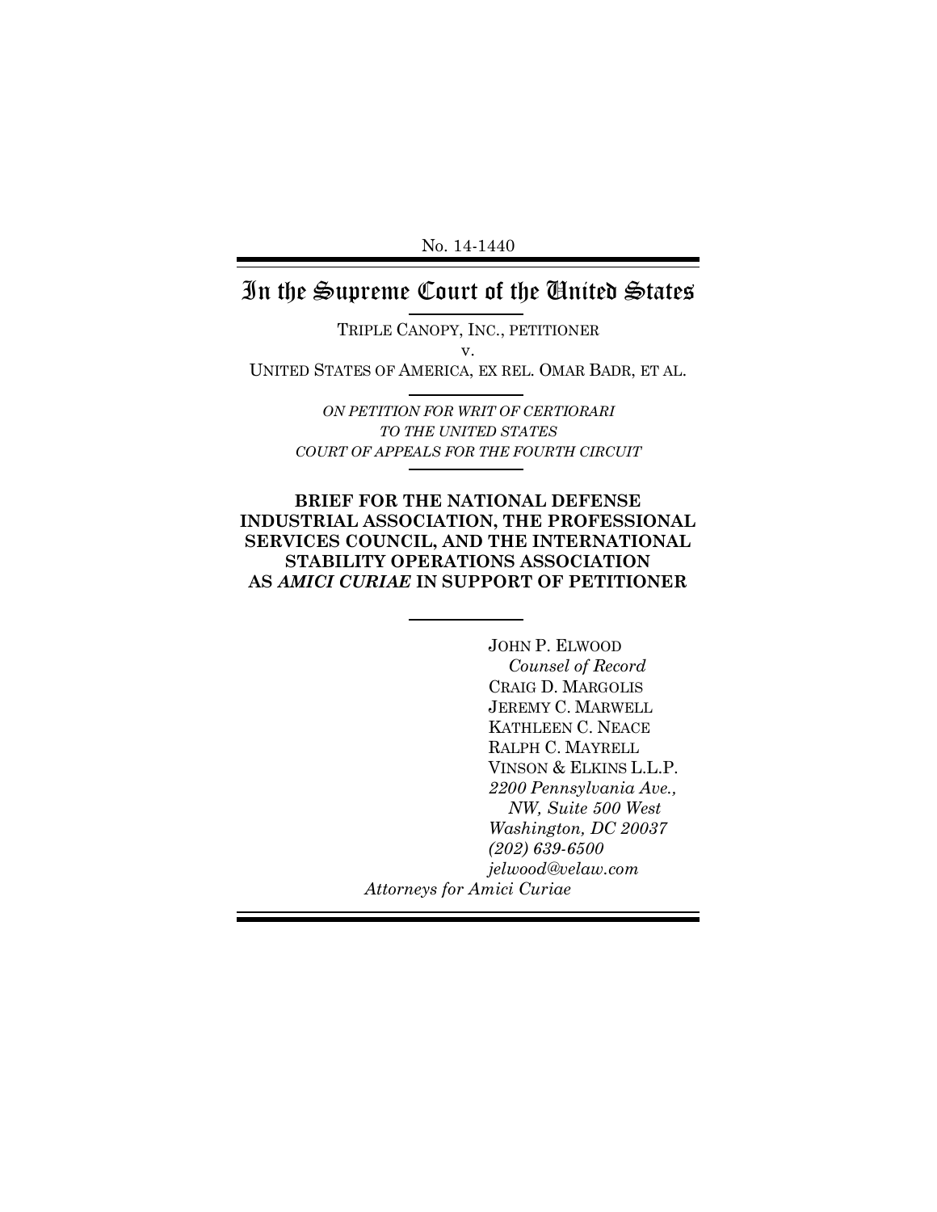No. 14-1440

# In the Supreme Court of the United States

TRIPLE CANOPY, INC., PETITIONER

v.

UNITED STATES OF AMERICA, EX REL. OMAR BADR, ET AL.

*ON PETITION FOR WRIT OF CERTIORARI TO THE UNITED STATES COURT OF APPEALS FOR THE FOURTH CIRCUIT*

**BRIEF FOR THE NATIONAL DEFENSE INDUSTRIAL ASSOCIATION, THE PROFESSIONAL SERVICES COUNCIL, AND THE INTERNATIONAL STABILITY OPERATIONS ASSOCIATION AS *AMICI CURIAE* IN SUPPORT OF PETITIONER**

JOHN P. ELWOOD
*Counsel of Record*
CRAIG D. MARGOLIS
JEREMY C. MARWELL
KATHLEEN C. NEACE
RALPH C. MAYRELL
VINSON & ELKINS L.L.P.
*2200 Pennsylvania Ave., NW, Suite 500 West*
*Washington, DC 20037*
*(202) 639-6500*
*jelwood@velaw.com*

*Attorneys for Amici Curiae*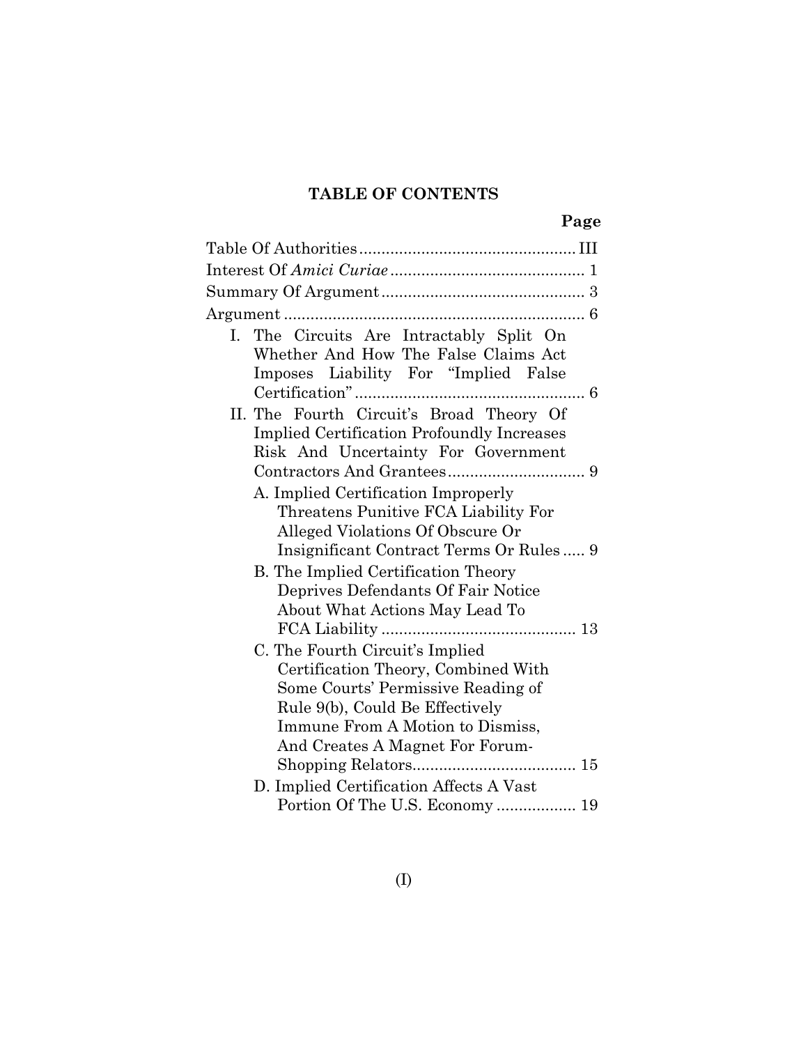## TABLE OF CONTENTS

**Page**

Table Of Authorities ................................................ III

Interest Of *Amici Curiae* ............................................ 1

Summary Of Argument ............................................. 3

Argument ................................................................... 6

I. The Circuits Are Intractably Split On Whether And How The False Claims Act Imposes Liability For "Implied False Certification" ................................................... 6

II. The Fourth Circuit's Broad Theory Of Implied Certification Profoundly Increases Risk And Uncertainty For Government Contractors And Grantees ............................... 9

   A. Implied Certification Improperly Threatens Punitive FCA Liability For Alleged Violations Of Obscure Or Insignificant Contract Terms Or Rules ..... 9

   B. The Implied Certification Theory Deprives Defendants Of Fair Notice About What Actions May Lead To FCA Liability ........................................... 13

   C. The Fourth Circuit's Implied Certification Theory, Combined With Some Courts' Permissive Reading of Rule 9(b), Could Be Effectively Immune From A Motion to Dismiss, And Creates A Magnet For Forum-Shopping Relators..................................... 15

   D. Implied Certification Affects A Vast Portion Of The U.S. Economy .................. 19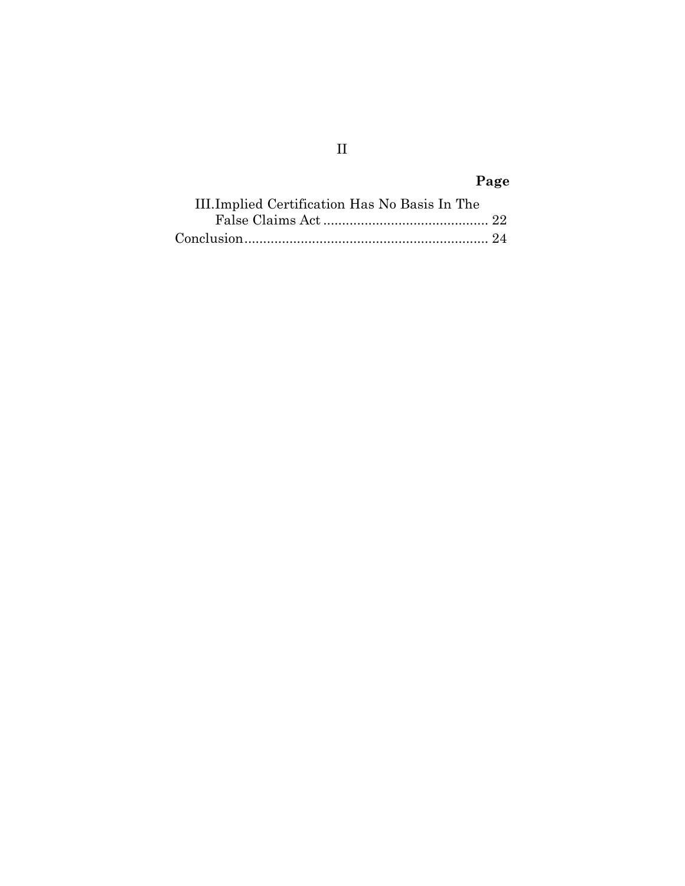**Page**

III. Implied Certification Has No Basis In The False Claims Act ............................................ 22

Conclusion................................................................. 24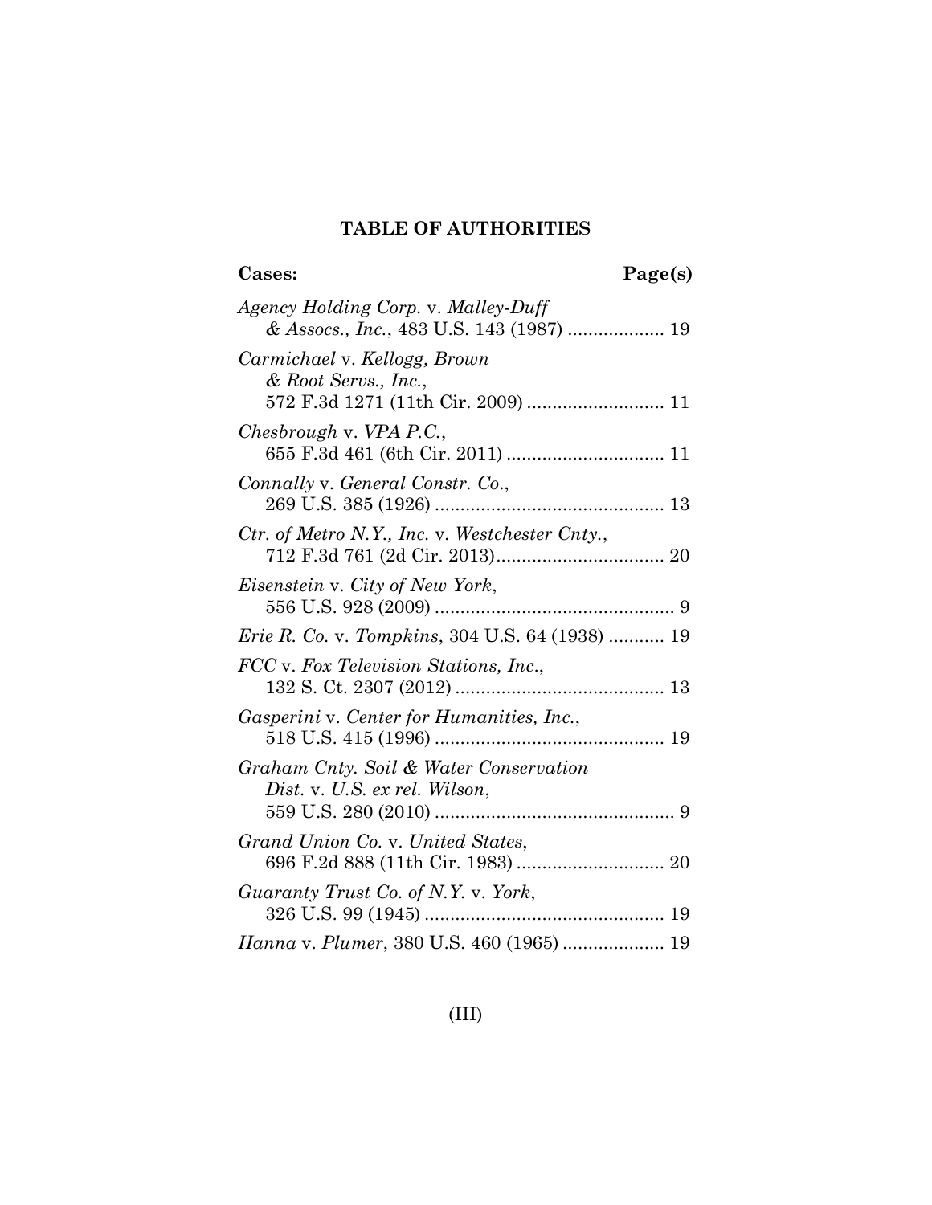## TABLE OF AUTHORITIES

| **Cases:** | **Page(s)** |
|---|---|
| *Agency Holding Corp.* v. *Malley-Duff & Assocs., Inc.*, 483 U.S. 143 (1987) | 19 |
| *Carmichael* v. *Kellogg, Brown & Root Servs., Inc.*, 572 F.3d 1271 (11th Cir. 2009) | 11 |
| *Chesbrough* v. *VPA P.C.*, 655 F.3d 461 (6th Cir. 2011) | 11 |
| *Connally* v. *General Constr. Co.*, 269 U.S. 385 (1926) | 13 |
| *Ctr. of Metro N.Y., Inc.* v. *Westchester Cnty.*, 712 F.3d 761 (2d Cir. 2013) | 20 |
| *Eisenstein* v. *City of New York*, 556 U.S. 928 (2009) | 9 |
| *Erie R. Co.* v. *Tompkins*, 304 U.S. 64 (1938) | 19 |
| *FCC* v. *Fox Television Stations, Inc.*, 132 S. Ct. 2307 (2012) | 13 |
| *Gasperini* v. *Center for Humanities, Inc.*, 518 U.S. 415 (1996) | 19 |
| *Graham Cnty. Soil & Water Conservation Dist.* v. *U.S. ex rel. Wilson*, 559 U.S. 280 (2010) | 9 |
| *Grand Union Co.* v. *United States*, 696 F.2d 888 (11th Cir. 1983) | 20 |
| *Guaranty Trust Co. of N.Y.* v. *York*, 326 U.S. 99 (1945) | 19 |
| *Hanna* v. *Plumer*, 380 U.S. 460 (1965) | 19 |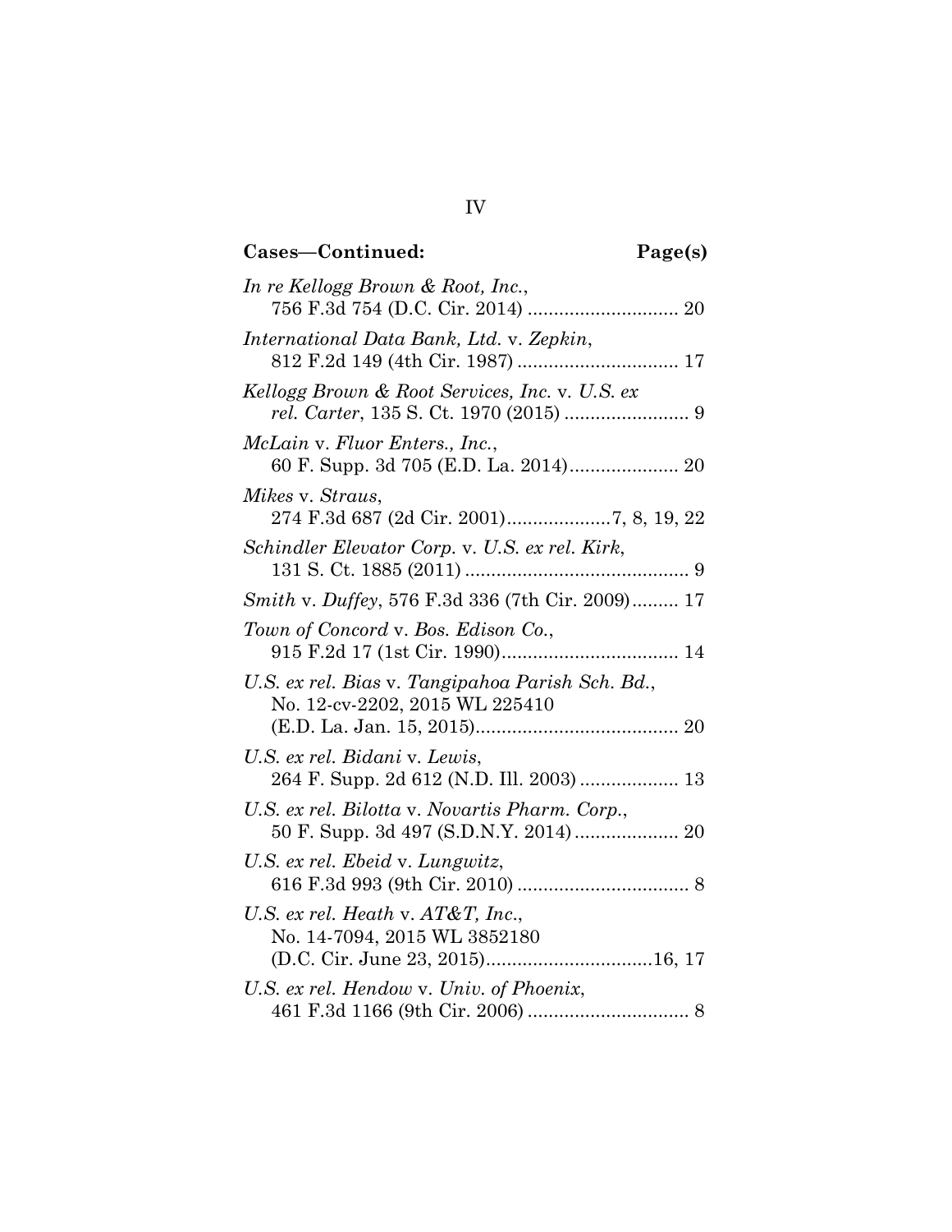**Cases—Continued: Page(s)**

*In re Kellogg Brown & Root, Inc.*, 756 F.3d 754 (D.C. Cir. 2014) ............................ 20

*International Data Bank, Ltd.* v. *Zepkin*, 812 F.2d 149 (4th Cir. 1987) .............................. 17

*Kellogg Brown & Root Services, Inc.* v. *U.S. ex rel. Carter*, 135 S. Ct. 1970 (2015) ....................... 9

*McLain* v. *Fluor Enters., Inc.*, 60 F. Supp. 3d 705 (E.D. La. 2014).................... 20

*Mikes* v. *Straus*, 274 F.3d 687 (2d Cir. 2001)...................7, 8, 19, 22

*Schindler Elevator Corp.* v. *U.S. ex rel. Kirk*, 131 S. Ct. 1885 (2011) .......................................... 9

*Smith* v. *Duffey*, 576 F.3d 336 (7th Cir. 2009)......... 17

*Town of Concord* v. *Bos. Edison Co.*, 915 F.2d 17 (1st Cir. 1990)................................. 14

*U.S. ex rel. Bias* v. *Tangipahoa Parish Sch. Bd.*, No. 12-cv-2202, 2015 WL 225410 (E.D. La. Jan. 15, 2015)...................................... 20

*U.S. ex rel. Bidani* v. *Lewis*, 264 F. Supp. 2d 612 (N.D. Ill. 2003) .................. 13

*U.S. ex rel. Bilotta* v. *Novartis Pharm. Corp.*, 50 F. Supp. 3d 497 (S.D.N.Y. 2014) ................... 20

*U.S. ex rel. Ebeid* v. *Lungwitz*, 616 F.3d 993 (9th Cir. 2010) ................................ 8

*U.S. ex rel. Heath* v. *AT&T, Inc.*, No. 14-7094, 2015 WL 3852180 (D.C. Cir. June 23, 2015)...............................16, 17

*U.S. ex rel. Hendow* v. *Univ. of Phoenix*, 461 F.3d 1166 (9th Cir. 2006) .............................. 8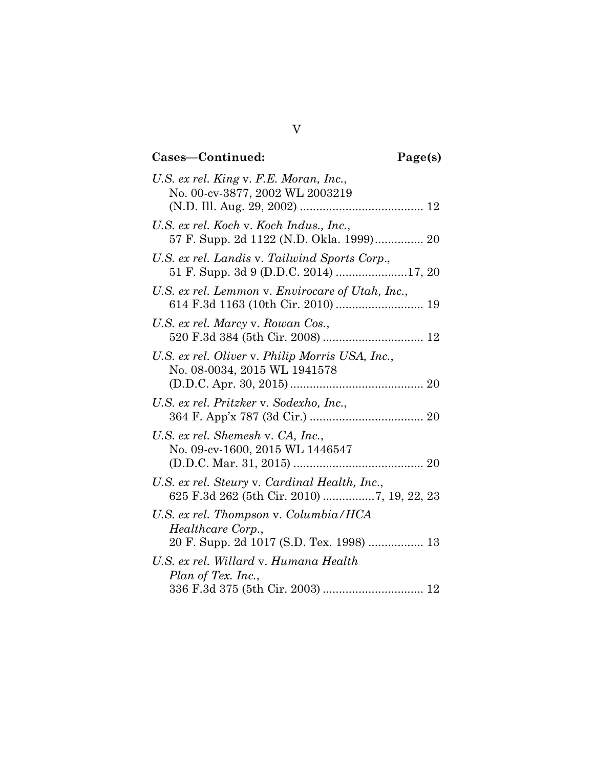**Cases—Continued:** **Page(s)**

*U.S. ex rel. King* v. *F.E. Moran, Inc.*, No. 00-cv-3877, 2002 WL 2003219 (N.D. Ill. Aug. 29, 2002) ...................................... 12

*U.S. ex rel. Koch* v. *Koch Indus., Inc.*, 57 F. Supp. 2d 1122 (N.D. Okla. 1999)............... 20

*U.S. ex rel. Landis* v. *Tailwind Sports Corp.*, 51 F. Supp. 3d 9 (D.D.C. 2014) ......................17, 20

*U.S. ex rel. Lemmon* v. *Envirocare of Utah, Inc.*, 614 F.3d 1163 (10th Cir. 2010) ........................... 19

*U.S. ex rel. Marcy* v. *Rowan Cos.*, 520 F.3d 384 (5th Cir. 2008) ............................... 12

*U.S. ex rel. Oliver* v. *Philip Morris USA, Inc.*, No. 08-0034, 2015 WL 1941578 (D.D.C. Apr. 30, 2015) ......................................... 20

*U.S. ex rel. Pritzker* v. *Sodexho, Inc.*, 364 F. App'x 787 (3d Cir.) ................................... 20

*U.S. ex rel. Shemesh* v. *CA, Inc.*, No. 09-cv-1600, 2015 WL 1446547 (D.D.C. Mar. 31, 2015) ........................................ 20

*U.S. ex rel. Steury* v. *Cardinal Health, Inc.*, 625 F.3d 262 (5th Cir. 2010) ................7, 19, 22, 23

*U.S. ex rel. Thompson* v. *Columbia/HCA Healthcare Corp.*, 20 F. Supp. 2d 1017 (S.D. Tex. 1998) ................. 13

*U.S. ex rel. Willard* v. *Humana Health Plan of Tex. Inc.*, 336 F.3d 375 (5th Cir. 2003) ............................... 12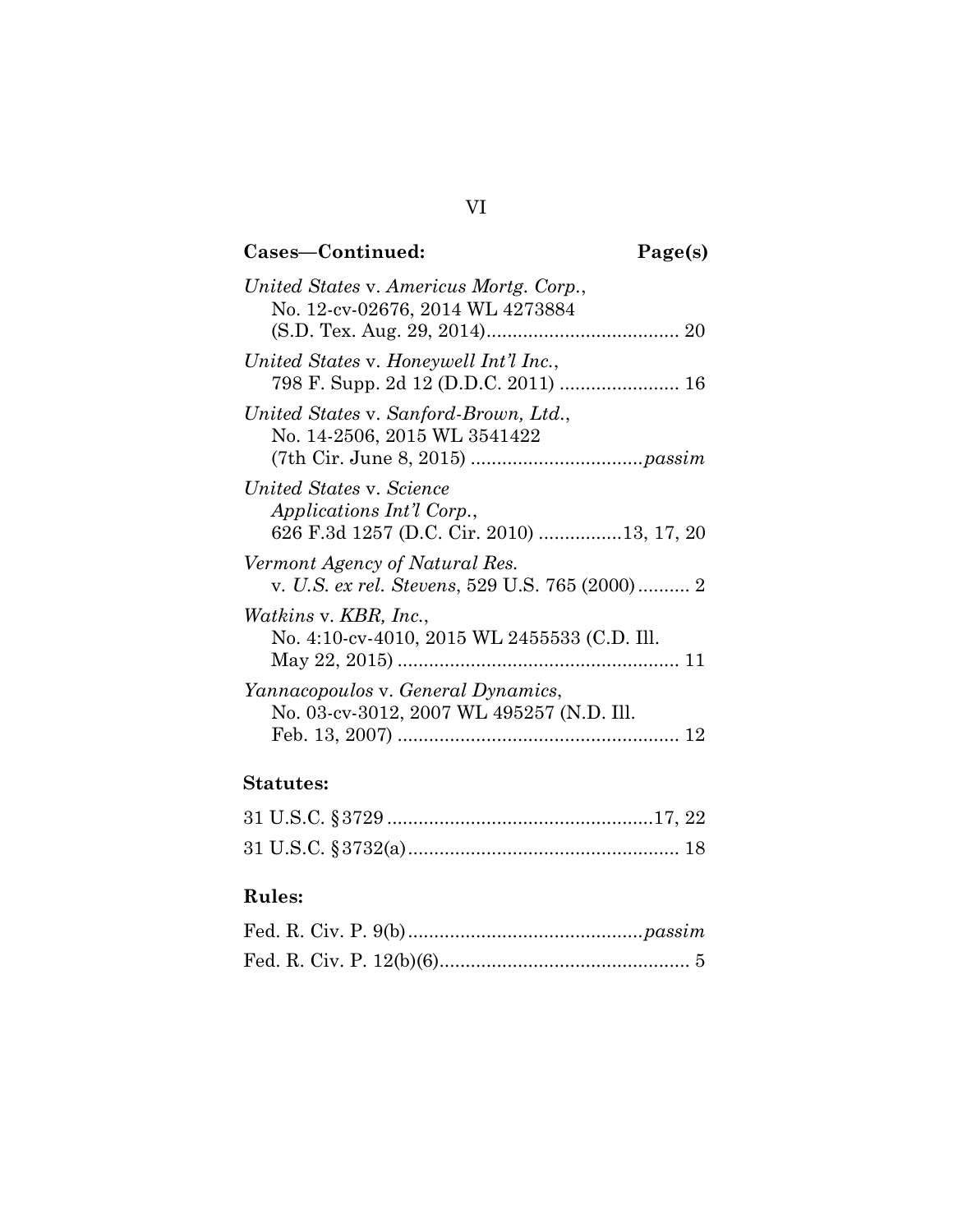**Cases—Continued:** **Page(s)**

*United States* v. *Americus Mortg. Corp.*, No. 12-cv-02676, 2014 WL 4273884 (S.D. Tex. Aug. 29, 2014)..................................... 20

*United States* v. *Honeywell Int'l Inc.*, 798 F. Supp. 2d 12 (D.D.C. 2011) ....................... 16

*United States* v. *Sanford-Brown, Ltd.*, No. 14-2506, 2015 WL 3541422 (7th Cir. June 8, 2015) .................................*passim*

*United States* v. *Science Applications Int'l Corp.*, 626 F.3d 1257 (D.C. Cir. 2010) ................13, 17, 20

*Vermont Agency of Natural Res.* v. *U.S. ex rel. Stevens*, 529 U.S. 765 (2000).......... 2

*Watkins* v. *KBR, Inc.*, No. 4:10-cv-4010, 2015 WL 2455533 (C.D. Ill. May 22, 2015) ...................................................... 11

*Yannacopoulos* v. *General Dynamics*, No. 03-cv-3012, 2007 WL 495257 (N.D. Ill. Feb. 13, 2007) ...................................................... 12

**Statutes:**

31 U.S.C. § 3729 ...................................................17, 22

31 U.S.C. § 3732(a).................................................... 18

**Rules:**

Fed. R. Civ. P. 9(b) .............................................*passim*

Fed. R. Civ. P. 12(b)(6)................................................ 5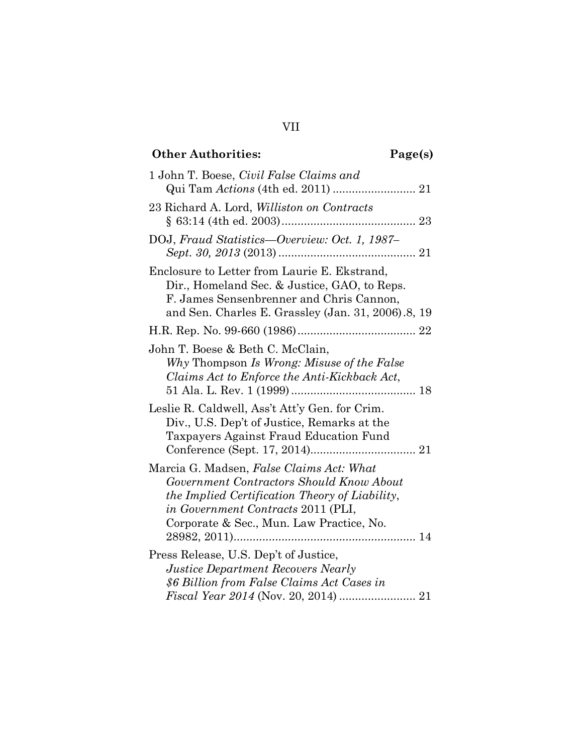**Other Authorities:** **Page(s)**

1 John T. Boese, *Civil False Claims and* Qui Tam *Actions* (4th ed. 2011) .......................... 21

23 Richard A. Lord, *Williston on Contracts* § 63:14 (4th ed. 2003).......................................... 23

DOJ, *Fraud Statistics—Overview: Oct. 1, 1987–Sept. 30, 2013* (2013) ........................................... 21

Enclosure to Letter from Laurie E. Ekstrand, Dir., Homeland Sec. & Justice, GAO, to Reps. F. James Sensenbrenner and Chris Cannon, and Sen. Charles E. Grassley (Jan. 31, 2006).8, 19

H.R. Rep. No. 99-660 (1986)..................................... 22

John T. Boese & Beth C. McClain, *Why* Thompson *Is Wrong: Misuse of the False Claims Act to Enforce the Anti-Kickback Act*, 51 Ala. L. Rev. 1 (1999) ....................................... 18

Leslie R. Caldwell, Ass't Att'y Gen. for Crim. Div., U.S. Dep't of Justice, Remarks at the Taxpayers Against Fraud Education Fund Conference (Sept. 17, 2014)................................. 21

Marcia G. Madsen, *False Claims Act: What Government Contractors Should Know About the Implied Certification Theory of Liability*, *in Government Contracts* 2011 (PLI, Corporate & Sec., Mun. Law Practice, No. 28982, 2011)......................................................... 14

Press Release, U.S. Dep't of Justice, *Justice Department Recovers Nearly $6 Billion from False Claims Act Cases in Fiscal Year 2014* (Nov. 20, 2014) ........................ 21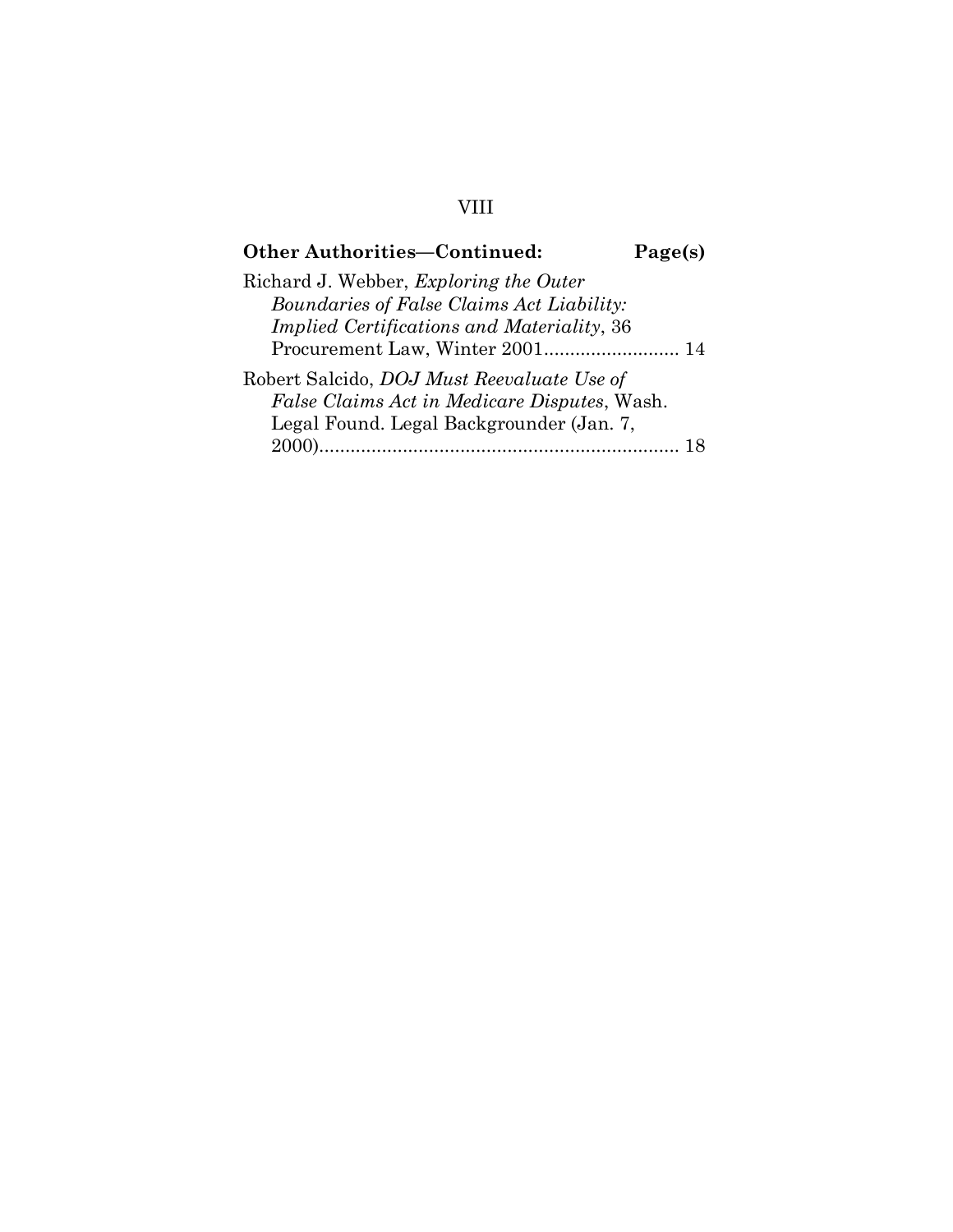**Other Authorities—Continued:** **Page(s)**

Richard J. Webber, *Exploring the Outer Boundaries of False Claims Act Liability: Implied Certifications and Materiality*, 36 Procurement Law, Winter 2001.......................... 14

Robert Salcido, *DOJ Must Reevaluate Use of False Claims Act in Medicare Disputes*, Wash. Legal Found. Legal Backgrounder (Jan. 7, 2000)..................................................................... 18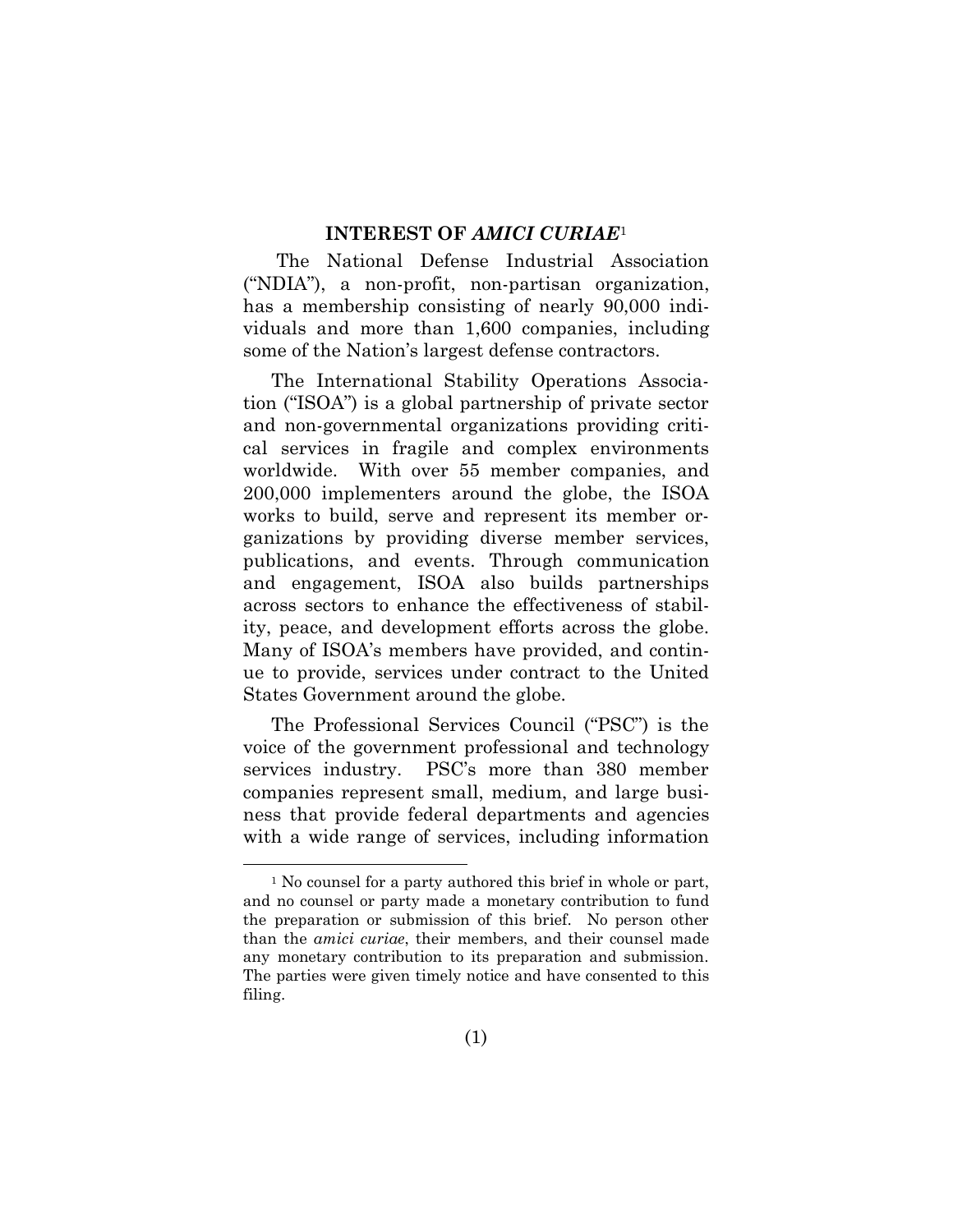## INTEREST OF *AMICI CURIAE*[1]

The National Defense Industrial Association ("NDIA"), a non-profit, non-partisan organization, has a membership consisting of nearly 90,000 individuals and more than 1,600 companies, including some of the Nation's largest defense contractors.

The International Stability Operations Association ("ISOA") is a global partnership of private sector and non-governmental organizations providing critical services in fragile and complex environments worldwide. With over 55 member companies, and 200,000 implementers around the globe, the ISOA works to build, serve and represent its member organizations by providing diverse member services, publications, and events. Through communication and engagement, ISOA also builds partnerships across sectors to enhance the effectiveness of stability, peace, and development efforts across the globe. Many of ISOA's members have provided, and continue to provide, services under contract to the United States Government around the globe.

The Professional Services Council ("PSC") is the voice of the government professional and technology services industry. PSC's more than 380 member companies represent small, medium, and large business that provide federal departments and agencies with a wide range of services, including information

[1] No counsel for a party authored this brief in whole or part, and no counsel or party made a monetary contribution to fund the preparation or submission of this brief. No person other than the *amici curiae*, their members, and their counsel made any monetary contribution to its preparation and submission. The parties were given timely notice and have consented to this filing.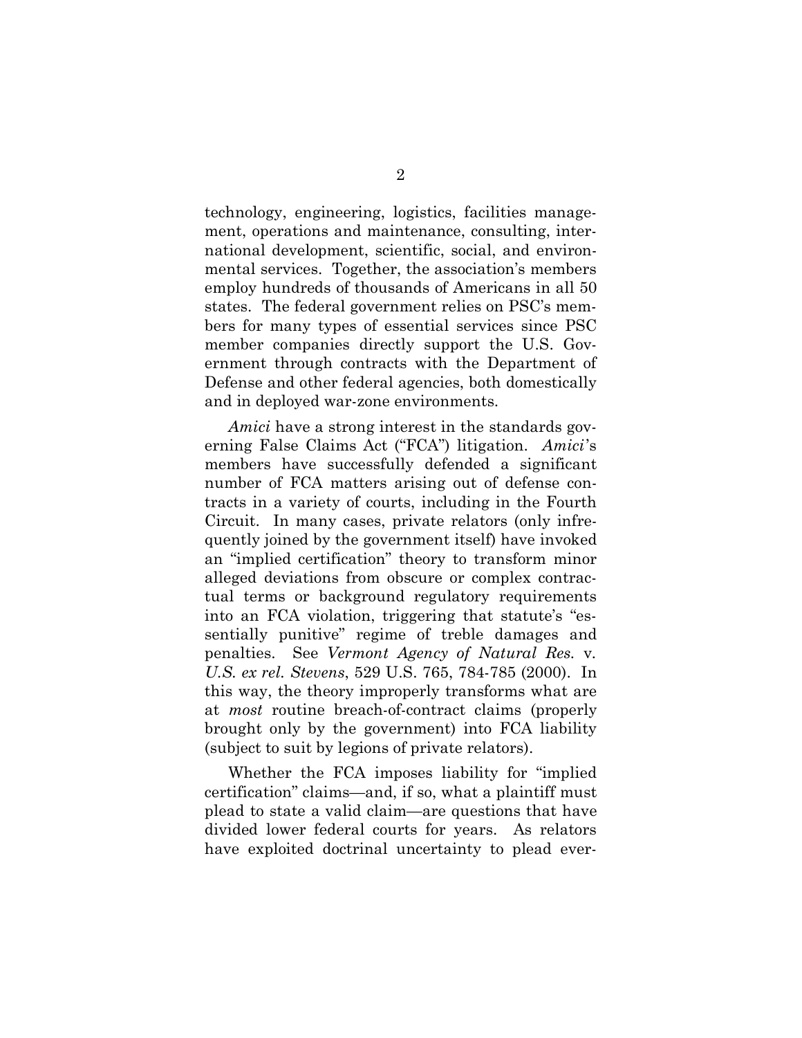technology, engineering, logistics, facilities management, operations and maintenance, consulting, international development, scientific, social, and environmental services. Together, the association's members employ hundreds of thousands of Americans in all 50 states. The federal government relies on PSC's members for many types of essential services since PSC member companies directly support the U.S. Government through contracts with the Department of Defense and other federal agencies, both domestically and in deployed war-zone environments.

*Amici* have a strong interest in the standards governing False Claims Act ("FCA") litigation. *Amici*'s members have successfully defended a significant number of FCA matters arising out of defense contracts in a variety of courts, including in the Fourth Circuit. In many cases, private relators (only infrequently joined by the government itself) have invoked an "implied certification" theory to transform minor alleged deviations from obscure or complex contractual terms or background regulatory requirements into an FCA violation, triggering that statute's "essentially punitive" regime of treble damages and penalties. See *Vermont Agency of Natural Res.* v. *U.S. ex rel. Stevens*, 529 U.S. 765, 784-785 (2000). In this way, the theory improperly transforms what are at *most* routine breach-of-contract claims (properly brought only by the government) into FCA liability (subject to suit by legions of private relators).

Whether the FCA imposes liability for "implied certification" claims—and, if so, what a plaintiff must plead to state a valid claim—are questions that have divided lower federal courts for years. As relators have exploited doctrinal uncertainty to plead ever-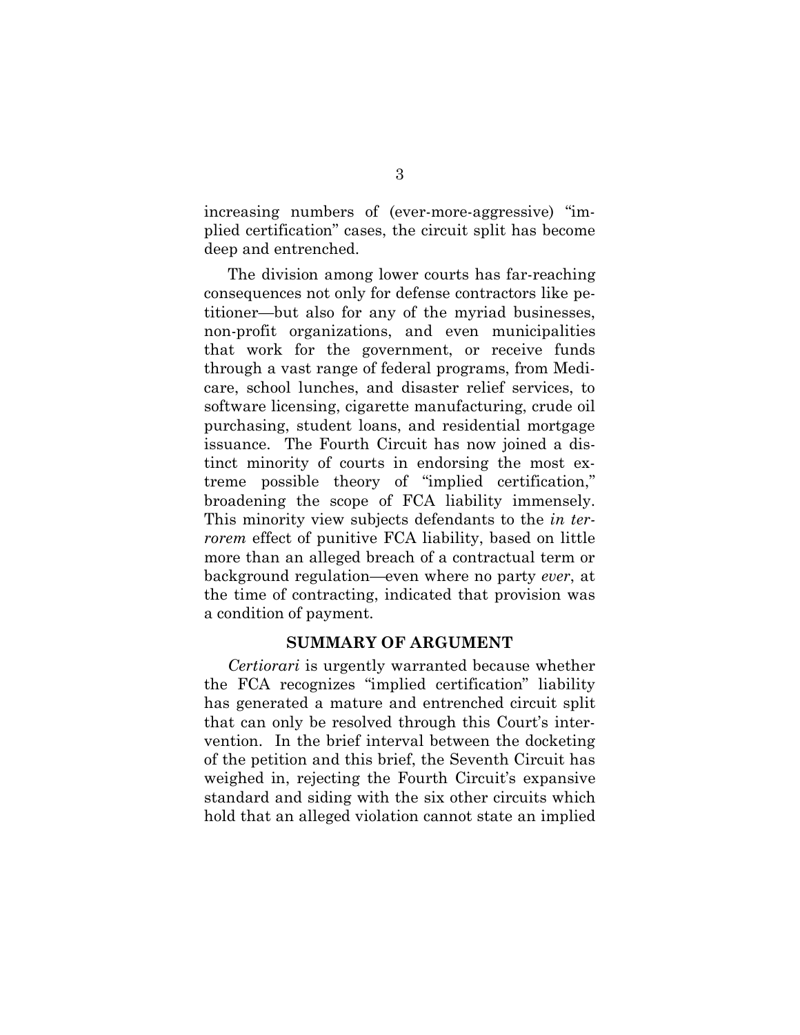increasing numbers of (ever-more-aggressive) "implied certification" cases, the circuit split has become deep and entrenched.

The division among lower courts has far-reaching consequences not only for defense contractors like petitioner—but also for any of the myriad businesses, non-profit organizations, and even municipalities that work for the government, or receive funds through a vast range of federal programs, from Medicare, school lunches, and disaster relief services, to software licensing, cigarette manufacturing, crude oil purchasing, student loans, and residential mortgage issuance. The Fourth Circuit has now joined a distinct minority of courts in endorsing the most extreme possible theory of "implied certification," broadening the scope of FCA liability immensely. This minority view subjects defendants to the *in terrorem* effect of punitive FCA liability, based on little more than an alleged breach of a contractual term or background regulation—even where no party *ever*, at the time of contracting, indicated that provision was a condition of payment.

## SUMMARY OF ARGUMENT

*Certiorari* is urgently warranted because whether the FCA recognizes "implied certification" liability has generated a mature and entrenched circuit split that can only be resolved through this Court's intervention. In the brief interval between the docketing of the petition and this brief, the Seventh Circuit has weighed in, rejecting the Fourth Circuit's expansive standard and siding with the six other circuits which hold that an alleged violation cannot state an implied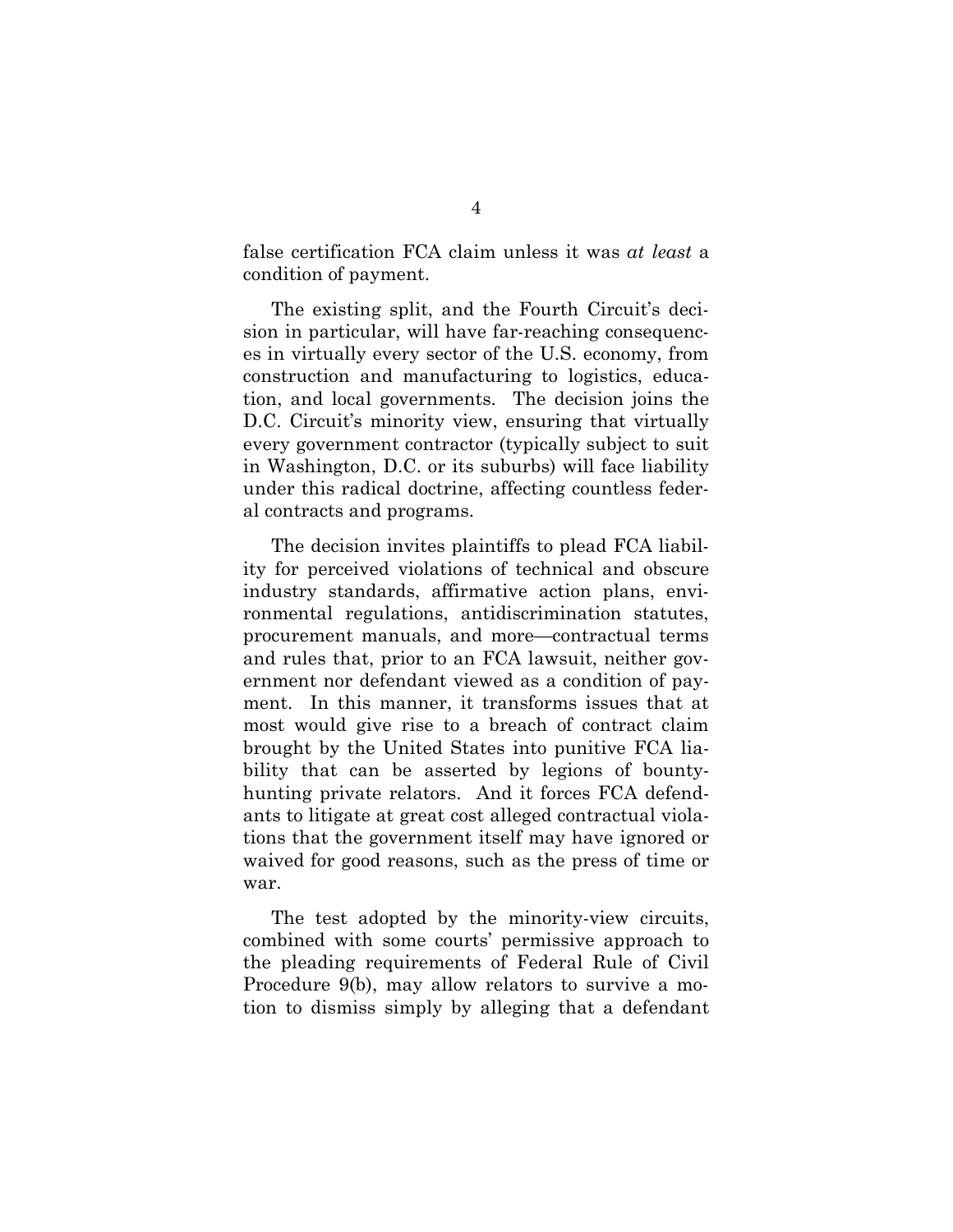false certification FCA claim unless it was *at least* a condition of payment.

The existing split, and the Fourth Circuit's decision in particular, will have far-reaching consequences in virtually every sector of the U.S. economy, from construction and manufacturing to logistics, education, and local governments. The decision joins the D.C. Circuit's minority view, ensuring that virtually every government contractor (typically subject to suit in Washington, D.C. or its suburbs) will face liability under this radical doctrine, affecting countless federal contracts and programs.

The decision invites plaintiffs to plead FCA liability for perceived violations of technical and obscure industry standards, affirmative action plans, environmental regulations, antidiscrimination statutes, procurement manuals, and more—contractual terms and rules that, prior to an FCA lawsuit, neither government nor defendant viewed as a condition of payment. In this manner, it transforms issues that at most would give rise to a breach of contract claim brought by the United States into punitive FCA liability that can be asserted by legions of bounty-hunting private relators. And it forces FCA defendants to litigate at great cost alleged contractual violations that the government itself may have ignored or waived for good reasons, such as the press of time or war.

The test adopted by the minority-view circuits, combined with some courts' permissive approach to the pleading requirements of Federal Rule of Civil Procedure 9(b), may allow relators to survive a motion to dismiss simply by alleging that a defendant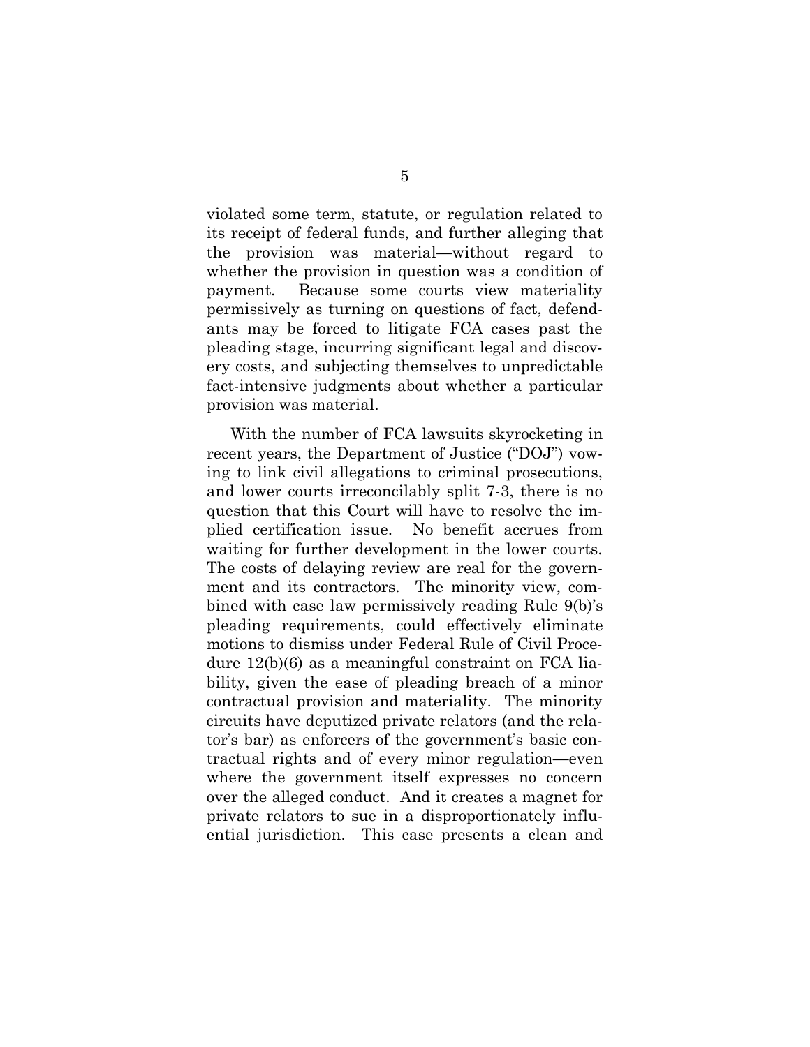violated some term, statute, or regulation related to its receipt of federal funds, and further alleging that the provision was material—without regard to whether the provision in question was a condition of payment. Because some courts view materiality permissively as turning on questions of fact, defendants may be forced to litigate FCA cases past the pleading stage, incurring significant legal and discovery costs, and subjecting themselves to unpredictable fact-intensive judgments about whether a particular provision was material.

With the number of FCA lawsuits skyrocketing in recent years, the Department of Justice ("DOJ") vowing to link civil allegations to criminal prosecutions, and lower courts irreconcilably split 7-3, there is no question that this Court will have to resolve the implied certification issue. No benefit accrues from waiting for further development in the lower courts. The costs of delaying review are real for the government and its contractors. The minority view, combined with case law permissively reading Rule 9(b)'s pleading requirements, could effectively eliminate motions to dismiss under Federal Rule of Civil Procedure 12(b)(6) as a meaningful constraint on FCA liability, given the ease of pleading breach of a minor contractual provision and materiality. The minority circuits have deputized private relators (and the relator's bar) as enforcers of the government's basic contractual rights and of every minor regulation—even where the government itself expresses no concern over the alleged conduct. And it creates a magnet for private relators to sue in a disproportionately influential jurisdiction. This case presents a clean and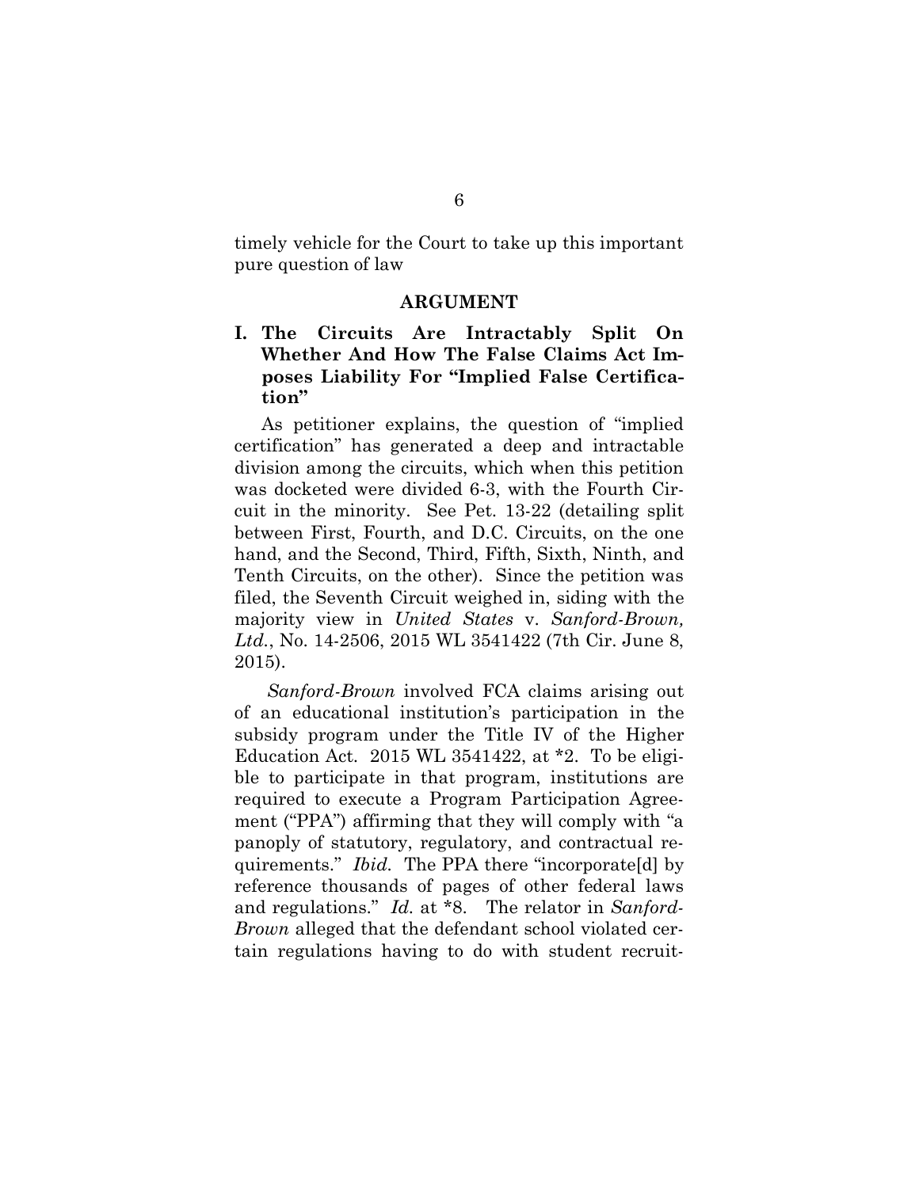timely vehicle for the Court to take up this important pure question of law

## ARGUMENT

### I. The Circuits Are Intractably Split On Whether And How The False Claims Act Imposes Liability For "Implied False Certification"

As petitioner explains, the question of "implied certification" has generated a deep and intractable division among the circuits, which when this petition was docketed were divided 6-3, with the Fourth Circuit in the minority. See Pet. 13-22 (detailing split between First, Fourth, and D.C. Circuits, on the one hand, and the Second, Third, Fifth, Sixth, Ninth, and Tenth Circuits, on the other). Since the petition was filed, the Seventh Circuit weighed in, siding with the majority view in *United States* v. *Sanford-Brown, Ltd.*, No. 14-2506, 2015 WL 3541422 (7th Cir. June 8, 2015).

*Sanford-Brown* involved FCA claims arising out of an educational institution's participation in the subsidy program under the Title IV of the Higher Education Act. 2015 WL 3541422, at *2. To be eligible to participate in that program, institutions are required to execute a Program Participation Agreement ("PPA") affirming that they will comply with "a panoply of statutory, regulatory, and contractual requirements." *Ibid.* The PPA there "incorporate[d] by reference thousands of pages of other federal laws and regulations." *Id.* at *8. The relator in *Sanford-Brown* alleged that the defendant school violated certain regulations having to do with student recruit-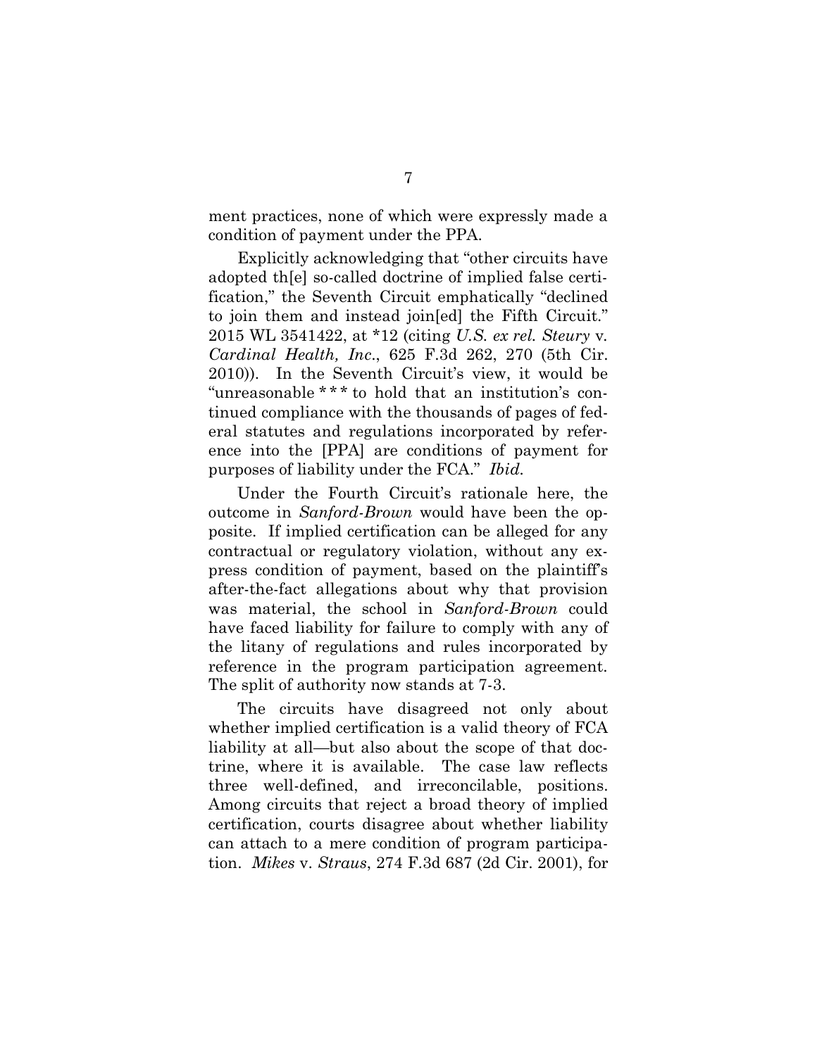ment practices, none of which were expressly made a condition of payment under the PPA.

Explicitly acknowledging that "other circuits have adopted th[e] so-called doctrine of implied false certification," the Seventh Circuit emphatically "declined to join them and instead join[ed] the Fifth Circuit." 2015 WL 3541422, at *12 (citing *U.S. ex rel. Steury* v. *Cardinal Health, Inc*., 625 F.3d 262, 270 (5th Cir. 2010)). In the Seventh Circuit's view, it would be "unreasonable * * * to hold that an institution's continued compliance with the thousands of pages of federal statutes and regulations incorporated by reference into the [PPA] are conditions of payment for purposes of liability under the FCA." *Ibid.*

Under the Fourth Circuit's rationale here, the outcome in *Sanford-Brown* would have been the opposite. If implied certification can be alleged for any contractual or regulatory violation, without any express condition of payment, based on the plaintiff's after-the-fact allegations about why that provision was material, the school in *Sanford-Brown* could have faced liability for failure to comply with any of the litany of regulations and rules incorporated by reference in the program participation agreement. The split of authority now stands at 7-3.

The circuits have disagreed not only about whether implied certification is a valid theory of FCA liability at all—but also about the scope of that doctrine, where it is available. The case law reflects three well-defined, and irreconcilable, positions. Among circuits that reject a broad theory of implied certification, courts disagree about whether liability can attach to a mere condition of program participation. *Mikes* v. *Straus*, 274 F.3d 687 (2d Cir. 2001), for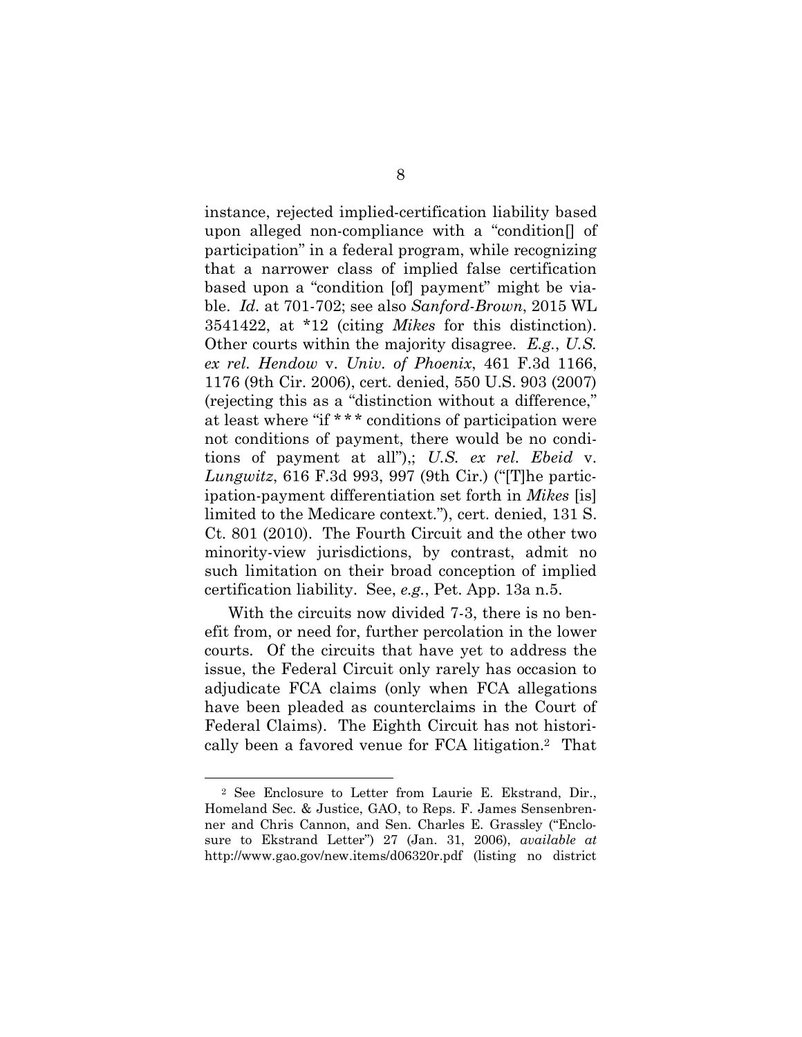instance, rejected implied-certification liability based upon alleged non-compliance with a "condition[] of participation" in a federal program, while recognizing that a narrower class of implied false certification based upon a "condition [of] payment" might be viable. *Id.* at 701-702; see also *Sanford-Brown*, 2015 WL 3541422, at *12 (citing *Mikes* for this distinction). Other courts within the majority disagree. *E.g.*, *U.S. ex rel. Hendow* v. *Univ. of Phoenix*, 461 F.3d 1166, 1176 (9th Cir. 2006), cert. denied, 550 U.S. 903 (2007) (rejecting this as a "distinction without a difference," at least where "if * * * conditions of participation were not conditions of payment, there would be no conditions of payment at all"),; *U.S. ex rel. Ebeid* v. *Lungwitz*, 616 F.3d 993, 997 (9th Cir.) ("[T]he participation-payment differentiation set forth in *Mikes* [is] limited to the Medicare context."), cert. denied, 131 S. Ct. 801 (2010). The Fourth Circuit and the other two minority-view jurisdictions, by contrast, admit no such limitation on their broad conception of implied certification liability. See, *e.g.*, Pet. App. 13a n.5.

With the circuits now divided 7-3, there is no benefit from, or need for, further percolation in the lower courts. Of the circuits that have yet to address the issue, the Federal Circuit only rarely has occasion to adjudicate FCA claims (only when FCA allegations have been pleaded as counterclaims in the Court of Federal Claims). The Eighth Circuit has not historically been a favored venue for FCA litigation.[2] That

[2] See Enclosure to Letter from Laurie E. Ekstrand, Dir., Homeland Sec. & Justice, GAO, to Reps. F. James Sensenbrenner and Chris Cannon, and Sen. Charles E. Grassley ("Enclosure to Ekstrand Letter") 27 (Jan. 31, 2006), *available at* http://www.gao.gov/new.items/d06320r.pdf (listing no district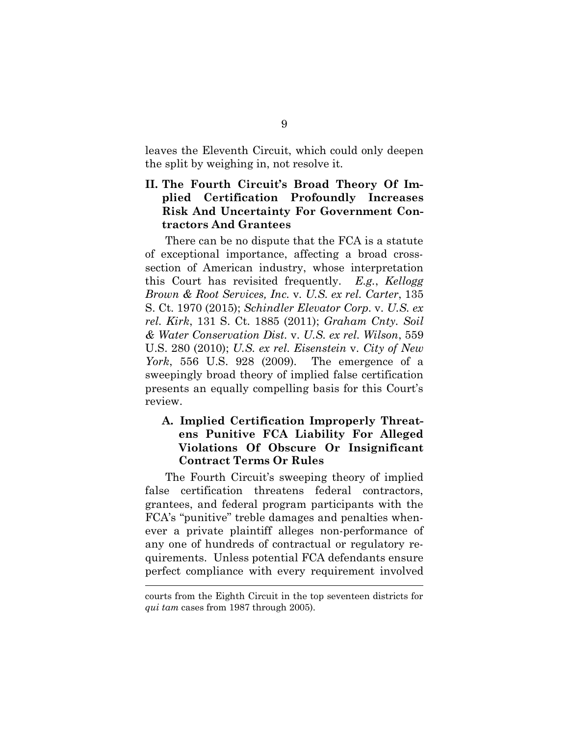leaves the Eleventh Circuit, which could only deepen the split by weighing in, not resolve it.

## II. The Fourth Circuit's Broad Theory Of Implied Certification Profoundly Increases Risk And Uncertainty For Government Contractors And Grantees

There can be no dispute that the FCA is a statute of exceptional importance, affecting a broad cross-section of American industry, whose interpretation this Court has revisited frequently. *E.g.*, *Kellogg Brown & Root Services, Inc.* v. *U.S. ex rel. Carter*, 135 S. Ct. 1970 (2015); *Schindler Elevator Corp.* v. *U.S. ex rel. Kirk*, 131 S. Ct. 1885 (2011); *Graham Cnty. Soil & Water Conservation Dist.* v. *U.S. ex rel. Wilson*, 559 U.S. 280 (2010); *U.S. ex rel. Eisenstein* v. *City of New York*, 556 U.S. 928 (2009). The emergence of a sweepingly broad theory of implied false certification presents an equally compelling basis for this Court's review.

### A. Implied Certification Improperly Threatens Punitive FCA Liability For Alleged Violations Of Obscure Or Insignificant Contract Terms Or Rules

The Fourth Circuit's sweeping theory of implied false certification threatens federal contractors, grantees, and federal program participants with the FCA's "punitive" treble damages and penalties whenever a private plaintiff alleges non-performance of any one of hundreds of contractual or regulatory requirements. Unless potential FCA defendants ensure perfect compliance with every requirement involved

---

courts from the Eighth Circuit in the top seventeen districts for *qui tam* cases from 1987 through 2005).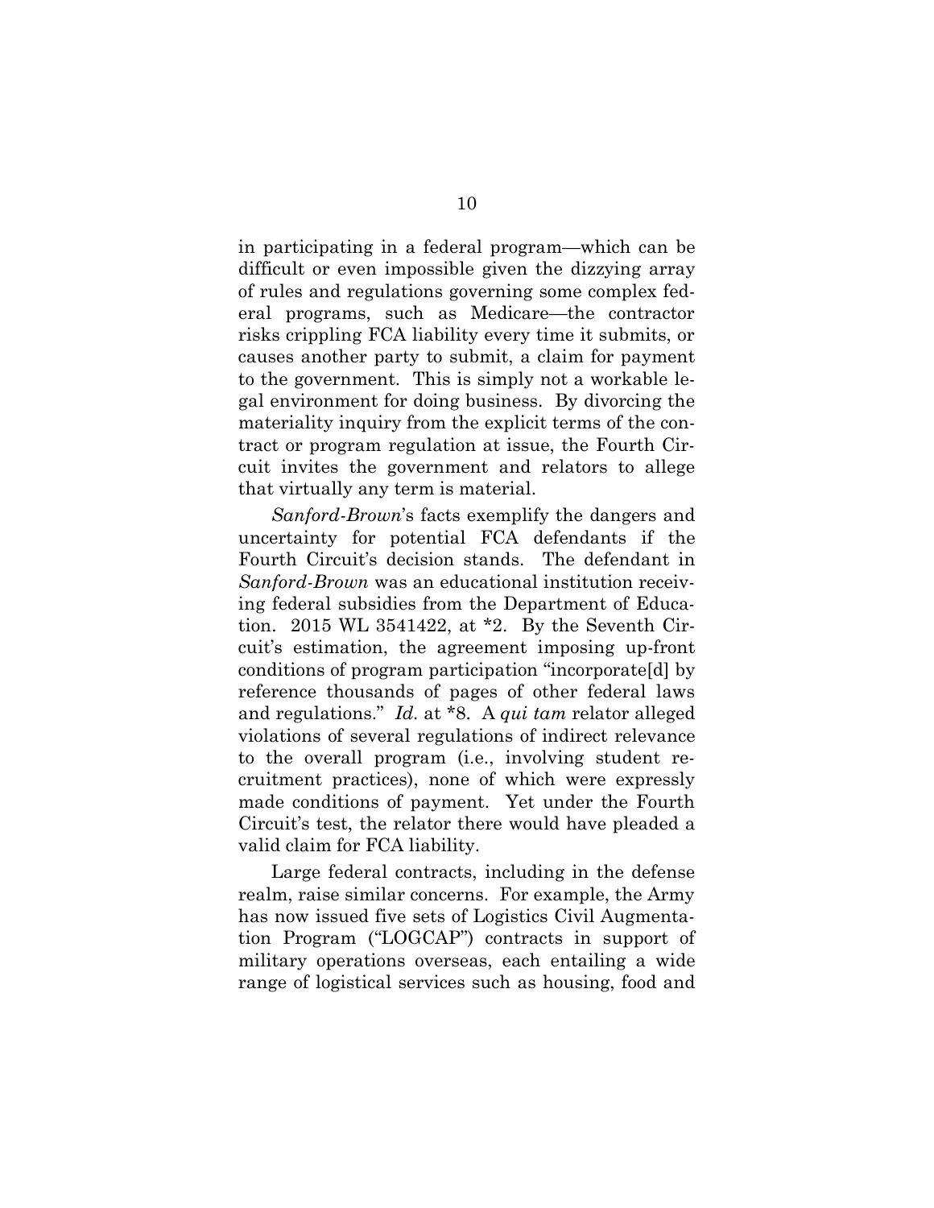in participating in a federal program—which can be difficult or even impossible given the dizzying array of rules and regulations governing some complex federal programs, such as Medicare—the contractor risks crippling FCA liability every time it submits, or causes another party to submit, a claim for payment to the government. This is simply not a workable legal environment for doing business. By divorcing the materiality inquiry from the explicit terms of the contract or program regulation at issue, the Fourth Circuit invites the government and relators to allege that virtually any term is material.

*Sanford-Brown*'s facts exemplify the dangers and uncertainty for potential FCA defendants if the Fourth Circuit's decision stands. The defendant in *Sanford-Brown* was an educational institution receiving federal subsidies from the Department of Education. 2015 WL 3541422, at *2. By the Seventh Circuit's estimation, the agreement imposing up-front conditions of program participation "incorporate[d] by reference thousands of pages of other federal laws and regulations." *Id.* at *8. A *qui tam* relator alleged violations of several regulations of indirect relevance to the overall program (i.e., involving student recruitment practices), none of which were expressly made conditions of payment. Yet under the Fourth Circuit's test, the relator there would have pleaded a valid claim for FCA liability.

Large federal contracts, including in the defense realm, raise similar concerns. For example, the Army has now issued five sets of Logistics Civil Augmentation Program ("LOGCAP") contracts in support of military operations overseas, each entailing a wide range of logistical services such as housing, food and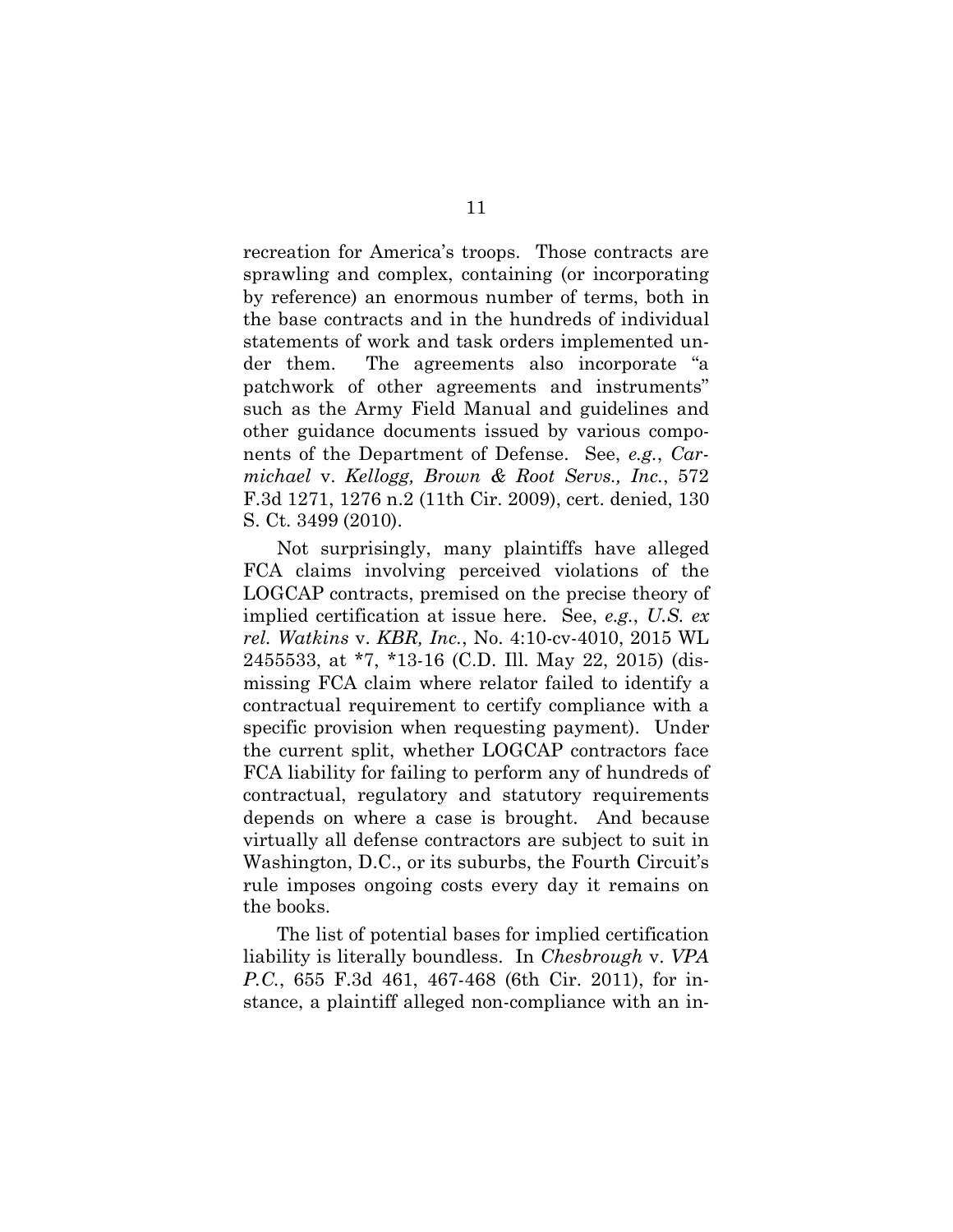recreation for America's troops. Those contracts are sprawling and complex, containing (or incorporating by reference) an enormous number of terms, both in the base contracts and in the hundreds of individual statements of work and task orders implemented under them. The agreements also incorporate "a patchwork of other agreements and instruments" such as the Army Field Manual and guidelines and other guidance documents issued by various components of the Department of Defense. See, *e.g.*, *Carmichael* v. *Kellogg, Brown & Root Servs., Inc.*, 572 F.3d 1271, 1276 n.2 (11th Cir. 2009), cert. denied, 130 S. Ct. 3499 (2010).

Not surprisingly, many plaintiffs have alleged FCA claims involving perceived violations of the LOGCAP contracts, premised on the precise theory of implied certification at issue here. See, *e.g.*, *U.S. ex rel. Watkins* v. *KBR, Inc.*, No. 4:10-cv-4010, 2015 WL 2455533, at *7, *13-16 (C.D. Ill. May 22, 2015) (dismissing FCA claim where relator failed to identify a contractual requirement to certify compliance with a specific provision when requesting payment). Under the current split, whether LOGCAP contractors face FCA liability for failing to perform any of hundreds of contractual, regulatory and statutory requirements depends on where a case is brought. And because virtually all defense contractors are subject to suit in Washington, D.C., or its suburbs, the Fourth Circuit's rule imposes ongoing costs every day it remains on the books.

The list of potential bases for implied certification liability is literally boundless. In *Chesbrough* v. *VPA P.C.*, 655 F.3d 461, 467-468 (6th Cir. 2011), for instance, a plaintiff alleged non-compliance with an in-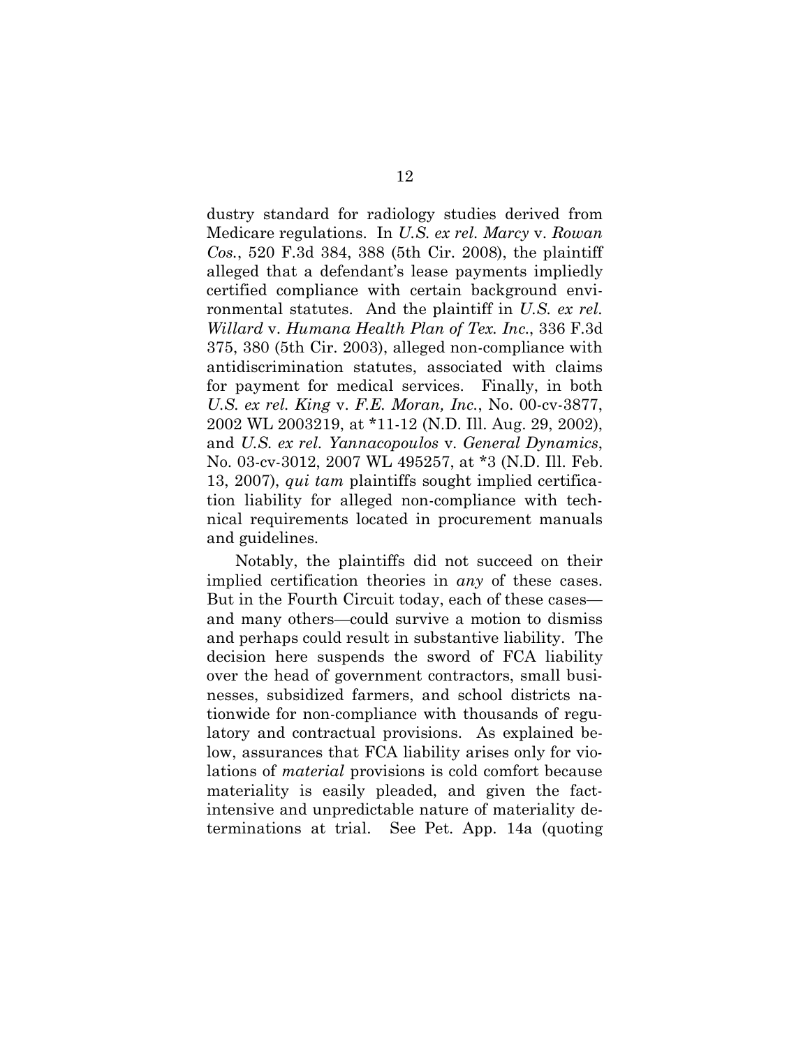dustry standard for radiology studies derived from Medicare regulations. In *U.S. ex rel. Marcy* v. *Rowan Cos.*, 520 F.3d 384, 388 (5th Cir. 2008), the plaintiff alleged that a defendant's lease payments impliedly certified compliance with certain background environmental statutes. And the plaintiff in *U.S. ex rel. Willard* v. *Humana Health Plan of Tex. Inc.*, 336 F.3d 375, 380 (5th Cir. 2003), alleged non-compliance with antidiscrimination statutes, associated with claims for payment for medical services. Finally, in both *U.S. ex rel. King* v. *F.E. Moran, Inc.*, No. 00-cv-3877, 2002 WL 2003219, at *11-12 (N.D. Ill. Aug. 29, 2002), and *U.S. ex rel. Yannacopoulos* v. *General Dynamics*, No. 03-cv-3012, 2007 WL 495257, at *3 (N.D. Ill. Feb. 13, 2007), *qui tam* plaintiffs sought implied certification liability for alleged non-compliance with technical requirements located in procurement manuals and guidelines.

Notably, the plaintiffs did not succeed on their implied certification theories in *any* of these cases. But in the Fourth Circuit today, each of these cases—and many others—could survive a motion to dismiss and perhaps could result in substantive liability. The decision here suspends the sword of FCA liability over the head of government contractors, small businesses, subsidized farmers, and school districts nationwide for non-compliance with thousands of regulatory and contractual provisions. As explained below, assurances that FCA liability arises only for violations of *material* provisions is cold comfort because materiality is easily pleaded, and given the fact-intensive and unpredictable nature of materiality determinations at trial. See Pet. App. 14a (quoting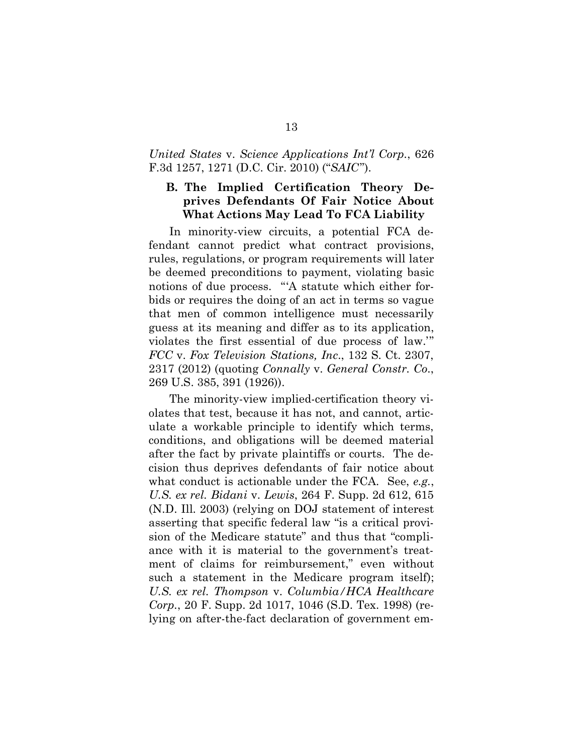*United States* v. *Science Applications Int'l Corp.*, 626 F.3d 1257, 1271 (D.C. Cir. 2010) ("*SAIC*").

### B. The Implied Certification Theory Deprives Defendants Of Fair Notice About What Actions May Lead To FCA Liability

In minority-view circuits, a potential FCA defendant cannot predict what contract provisions, rules, regulations, or program requirements will later be deemed preconditions to payment, violating basic notions of due process. "'A statute which either forbids or requires the doing of an act in terms so vague that men of common intelligence must necessarily guess at its meaning and differ as to its application, violates the first essential of due process of law.'" *FCC* v. *Fox Television Stations, Inc.*, 132 S. Ct. 2307, 2317 (2012) (quoting *Connally* v. *General Constr. Co.*, 269 U.S. 385, 391 (1926)).

The minority-view implied-certification theory violates that test, because it has not, and cannot, articulate a workable principle to identify which terms, conditions, and obligations will be deemed material after the fact by private plaintiffs or courts. The decision thus deprives defendants of fair notice about what conduct is actionable under the FCA. See, *e.g.*, *U.S. ex rel. Bidani* v. *Lewis*, 264 F. Supp. 2d 612, 615 (N.D. Ill. 2003) (relying on DOJ statement of interest asserting that specific federal law "is a critical provision of the Medicare statute" and thus that "compliance with it is material to the government's treatment of claims for reimbursement," even without such a statement in the Medicare program itself); *U.S. ex rel. Thompson* v. *Columbia/HCA Healthcare Corp.*, 20 F. Supp. 2d 1017, 1046 (S.D. Tex. 1998) (relying on after-the-fact declaration of government em-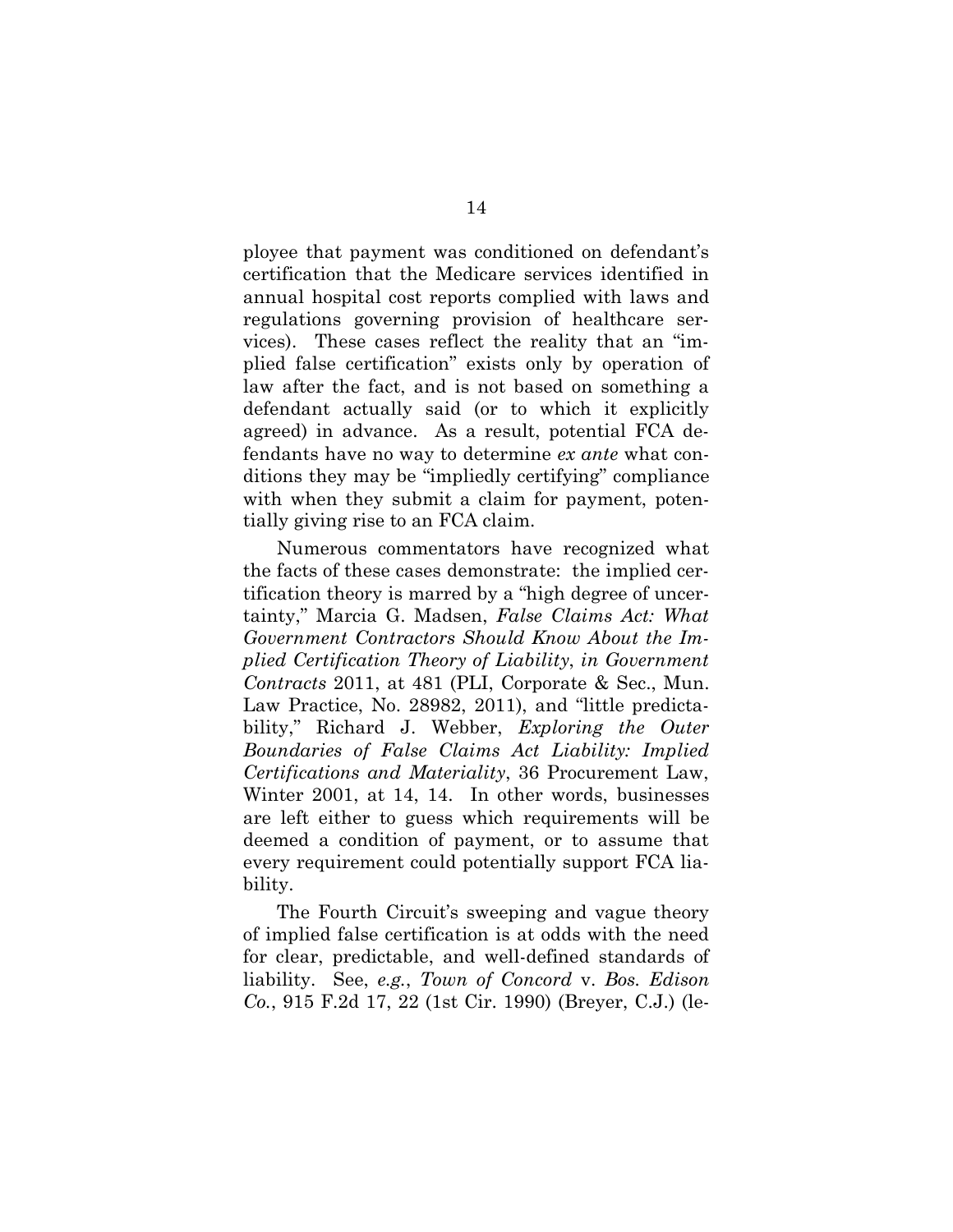ployee that payment was conditioned on defendant's certification that the Medicare services identified in annual hospital cost reports complied with laws and regulations governing provision of healthcare services). These cases reflect the reality that an "implied false certification" exists only by operation of law after the fact, and is not based on something a defendant actually said (or to which it explicitly agreed) in advance. As a result, potential FCA defendants have no way to determine *ex ante* what conditions they may be "impliedly certifying" compliance with when they submit a claim for payment, potentially giving rise to an FCA claim.

Numerous commentators have recognized what the facts of these cases demonstrate: the implied certification theory is marred by a "high degree of uncertainty," Marcia G. Madsen, *False Claims Act: What Government Contractors Should Know About the Implied Certification Theory of Liability*, *in Government Contracts* 2011, at 481 (PLI, Corporate & Sec., Mun. Law Practice, No. 28982, 2011), and "little predictability," Richard J. Webber, *Exploring the Outer Boundaries of False Claims Act Liability: Implied Certifications and Materiality*, 36 Procurement Law, Winter 2001, at 14, 14. In other words, businesses are left either to guess which requirements will be deemed a condition of payment, or to assume that every requirement could potentially support FCA liability.

The Fourth Circuit's sweeping and vague theory of implied false certification is at odds with the need for clear, predictable, and well-defined standards of liability. See, *e.g.*, *Town of Concord* v. *Bos. Edison Co.*, 915 F.2d 17, 22 (1st Cir. 1990) (Breyer, C.J.) (le-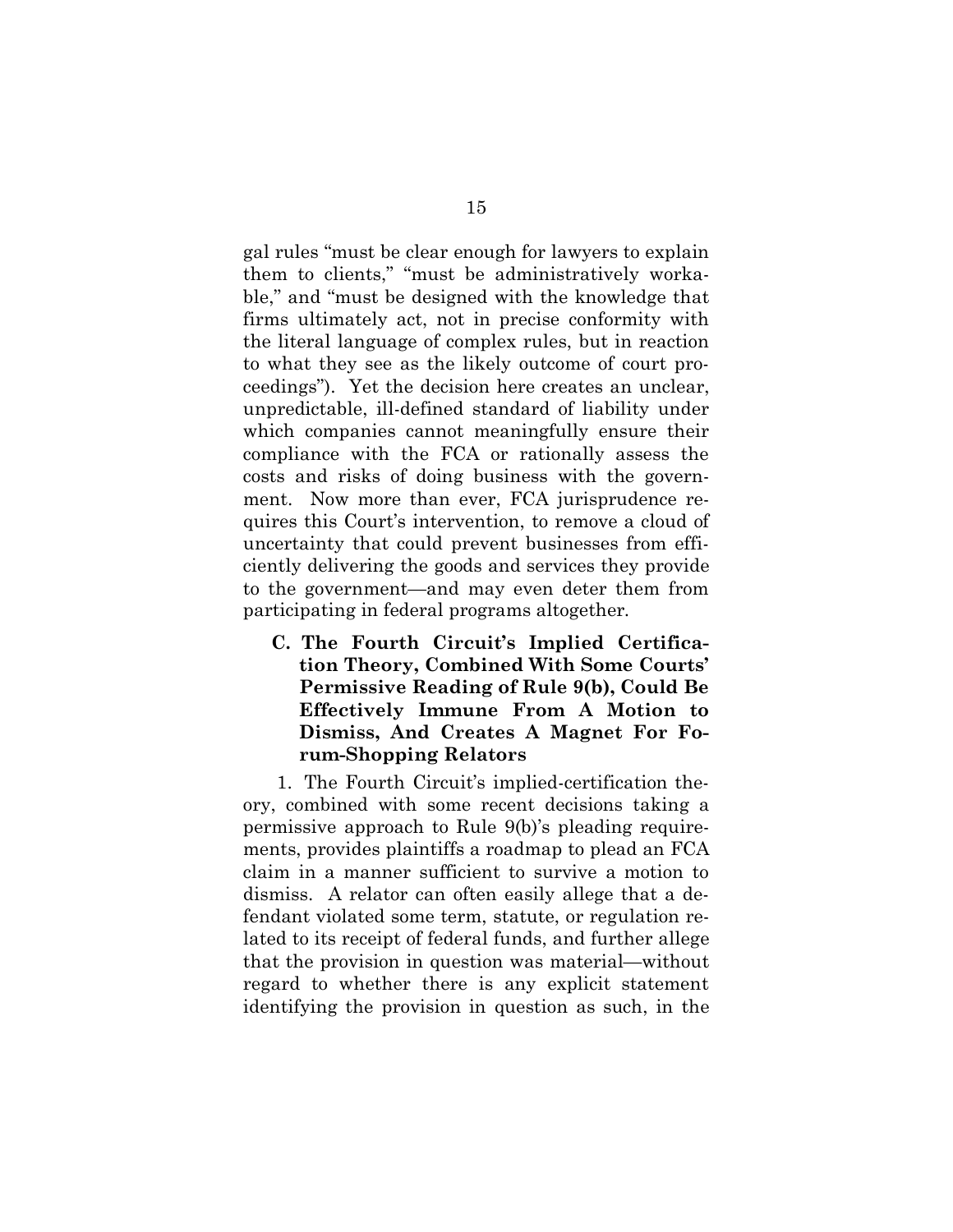gal rules "must be clear enough for lawyers to explain them to clients," "must be administratively workable," and "must be designed with the knowledge that firms ultimately act, not in precise conformity with the literal language of complex rules, but in reaction to what they see as the likely outcome of court proceedings"). Yet the decision here creates an unclear, unpredictable, ill-defined standard of liability under which companies cannot meaningfully ensure their compliance with the FCA or rationally assess the costs and risks of doing business with the government. Now more than ever, FCA jurisprudence requires this Court's intervention, to remove a cloud of uncertainty that could prevent businesses from efficiently delivering the goods and services they provide to the government—and may even deter them from participating in federal programs altogether.

### C. The Fourth Circuit's Implied Certification Theory, Combined With Some Courts' Permissive Reading of Rule 9(b), Could Be Effectively Immune From A Motion to Dismiss, And Creates A Magnet For Forum-Shopping Relators

1. The Fourth Circuit's implied-certification theory, combined with some recent decisions taking a permissive approach to Rule 9(b)'s pleading requirements, provides plaintiffs a roadmap to plead an FCA claim in a manner sufficient to survive a motion to dismiss. A relator can often easily allege that a defendant violated some term, statute, or regulation related to its receipt of federal funds, and further allege that the provision in question was material—without regard to whether there is any explicit statement identifying the provision in question as such, in the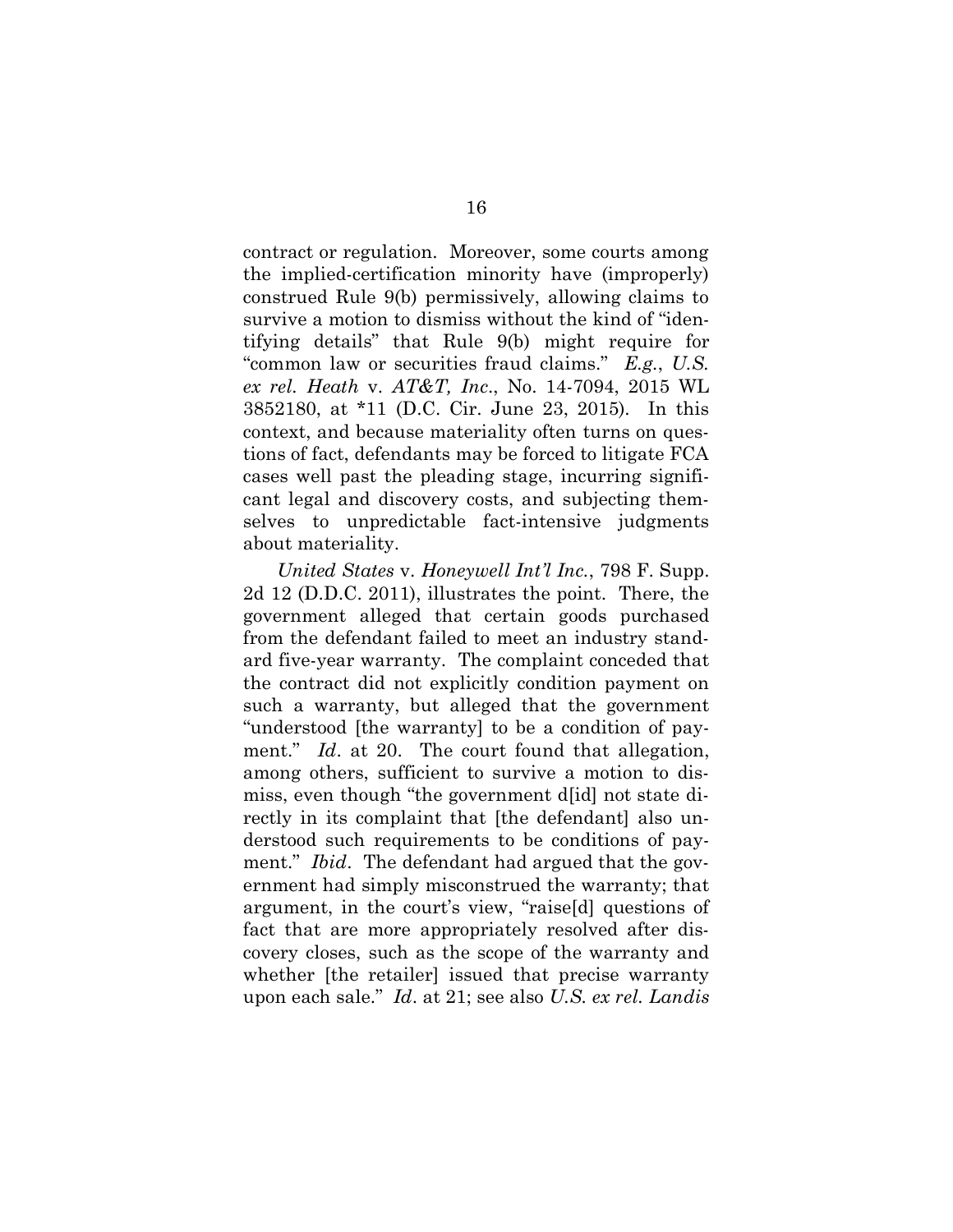contract or regulation. Moreover, some courts among the implied-certification minority have (improperly) construed Rule 9(b) permissively, allowing claims to survive a motion to dismiss without the kind of "identifying details" that Rule 9(b) might require for "common law or securities fraud claims." *E.g.*, *U.S. ex rel. Heath* v. *AT&T, Inc*., No. 14-7094, 2015 WL 3852180, at *11 (D.C. Cir. June 23, 2015). In this context, and because materiality often turns on questions of fact, defendants may be forced to litigate FCA cases well past the pleading stage, incurring significant legal and discovery costs, and subjecting themselves to unpredictable fact-intensive judgments about materiality.

*United States* v. *Honeywell Int'l Inc.*, 798 F. Supp. 2d 12 (D.D.C. 2011), illustrates the point. There, the government alleged that certain goods purchased from the defendant failed to meet an industry standard five-year warranty. The complaint conceded that the contract did not explicitly condition payment on such a warranty, but alleged that the government "understood [the warranty] to be a condition of payment." *Id*. at 20. The court found that allegation, among others, sufficient to survive a motion to dismiss, even though "the government d[id] not state directly in its complaint that [the defendant] also understood such requirements to be conditions of payment." *Ibid*. The defendant had argued that the government had simply misconstrued the warranty; that argument, in the court's view, "raise[d] questions of fact that are more appropriately resolved after discovery closes, such as the scope of the warranty and whether [the retailer] issued that precise warranty upon each sale." *Id*. at 21; see also *U.S. ex rel. Landis*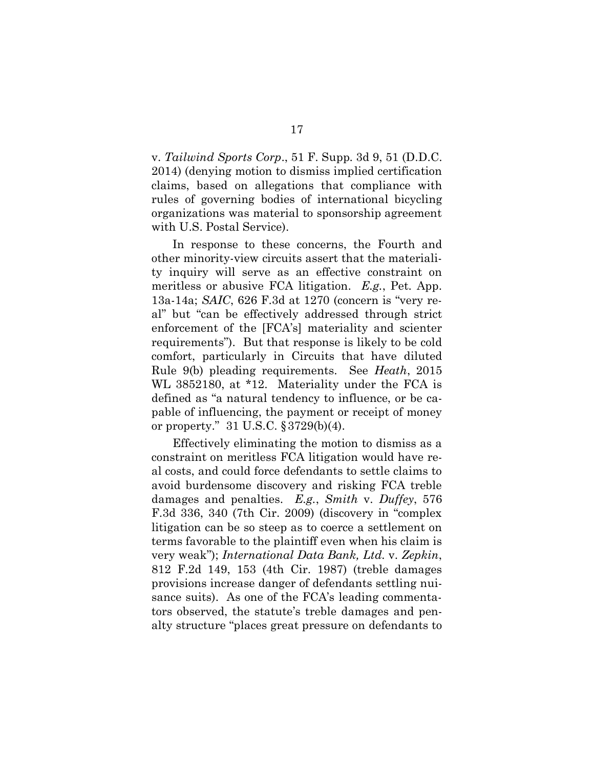v. *Tailwind Sports Corp*., 51 F. Supp. 3d 9, 51 (D.D.C. 2014) (denying motion to dismiss implied certification claims, based on allegations that compliance with rules of governing bodies of international bicycling organizations was material to sponsorship agreement with U.S. Postal Service).

In response to these concerns, the Fourth and other minority-view circuits assert that the materiality inquiry will serve as an effective constraint on meritless or abusive FCA litigation. *E.g.*, Pet. App. 13a-14a; *SAIC*, 626 F.3d at 1270 (concern is "very real" but "can be effectively addressed through strict enforcement of the [FCA's] materiality and scienter requirements"). But that response is likely to be cold comfort, particularly in Circuits that have diluted Rule 9(b) pleading requirements. See *Heath*, 2015 WL 3852180, at *12. Materiality under the FCA is defined as "a natural tendency to influence, or be capable of influencing, the payment or receipt of money or property." 31 U.S.C. § 3729(b)(4).

Effectively eliminating the motion to dismiss as a constraint on meritless FCA litigation would have real costs, and could force defendants to settle claims to avoid burdensome discovery and risking FCA treble damages and penalties. *E.g.*, *Smith* v. *Duffey*, 576 F.3d 336, 340 (7th Cir. 2009) (discovery in "complex litigation can be so steep as to coerce a settlement on terms favorable to the plaintiff even when his claim is very weak"); *International Data Bank, Ltd.* v. *Zepkin*, 812 F.2d 149, 153 (4th Cir. 1987) (treble damages provisions increase danger of defendants settling nuisance suits). As one of the FCA's leading commentators observed, the statute's treble damages and penalty structure "places great pressure on defendants to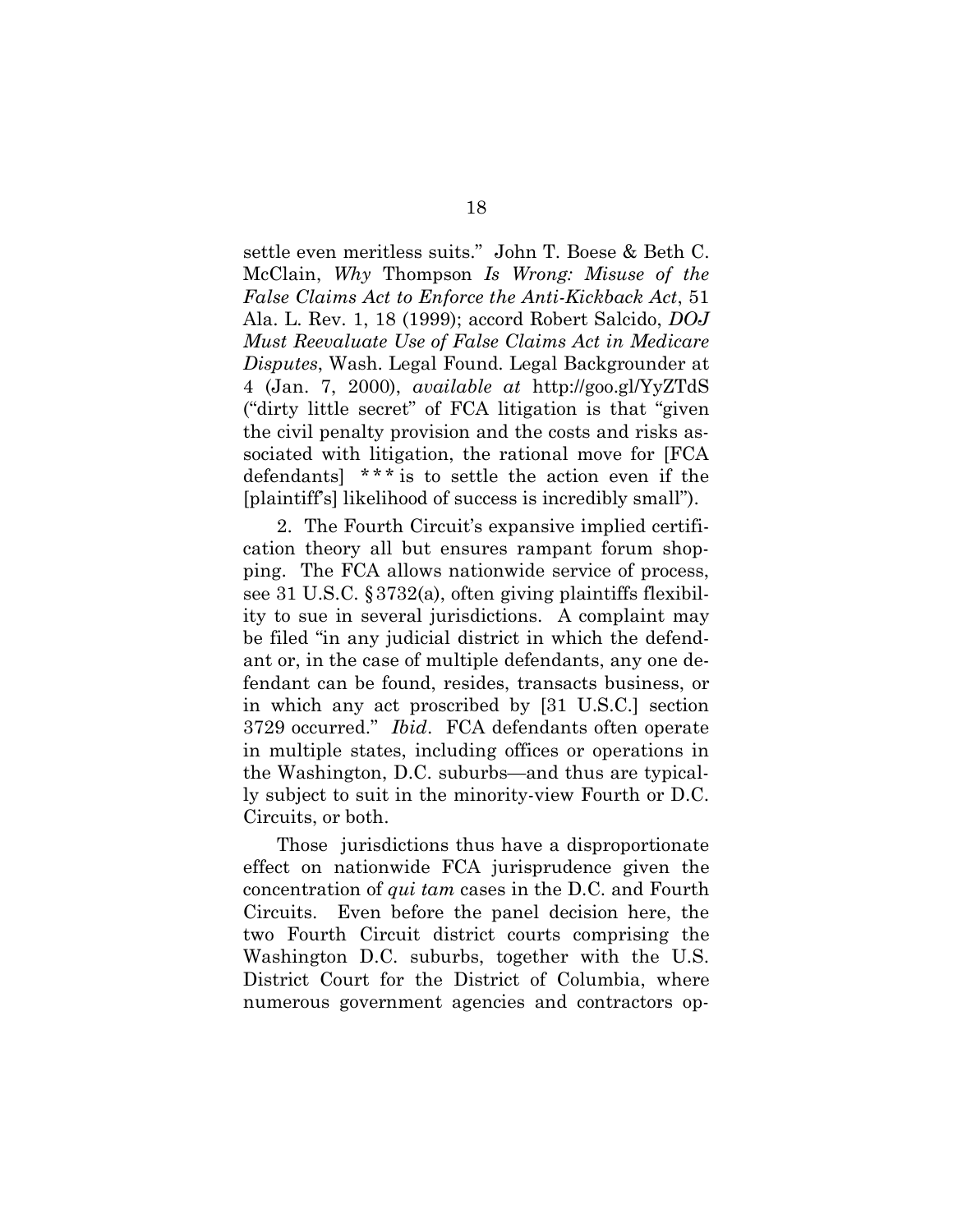settle even meritless suits." John T. Boese & Beth C. McClain, *Why* Thompson *Is Wrong: Misuse of the False Claims Act to Enforce the Anti-Kickback Act*, 51 Ala. L. Rev. 1, 18 (1999); accord Robert Salcido, *DOJ Must Reevaluate Use of False Claims Act in Medicare Disputes*, Wash. Legal Found. Legal Backgrounder at 4 (Jan. 7, 2000), *available at* http://goo.gl/YyZTdS ("dirty little secret" of FCA litigation is that "given the civil penalty provision and the costs and risks associated with litigation, the rational move for [FCA defendants] * * * is to settle the action even if the [plaintiff's] likelihood of success is incredibly small").

2. The Fourth Circuit's expansive implied certification theory all but ensures rampant forum shopping. The FCA allows nationwide service of process, see 31 U.S.C. § 3732(a), often giving plaintiffs flexibility to sue in several jurisdictions. A complaint may be filed "in any judicial district in which the defendant or, in the case of multiple defendants, any one defendant can be found, resides, transacts business, or in which any act proscribed by [31 U.S.C.] section 3729 occurred." *Ibid*. FCA defendants often operate in multiple states, including offices or operations in the Washington, D.C. suburbs—and thus are typically subject to suit in the minority-view Fourth or D.C. Circuits, or both.

Those jurisdictions thus have a disproportionate effect on nationwide FCA jurisprudence given the concentration of *qui tam* cases in the D.C. and Fourth Circuits. Even before the panel decision here, the two Fourth Circuit district courts comprising the Washington D.C. suburbs, together with the U.S. District Court for the District of Columbia, where numerous government agencies and contractors op-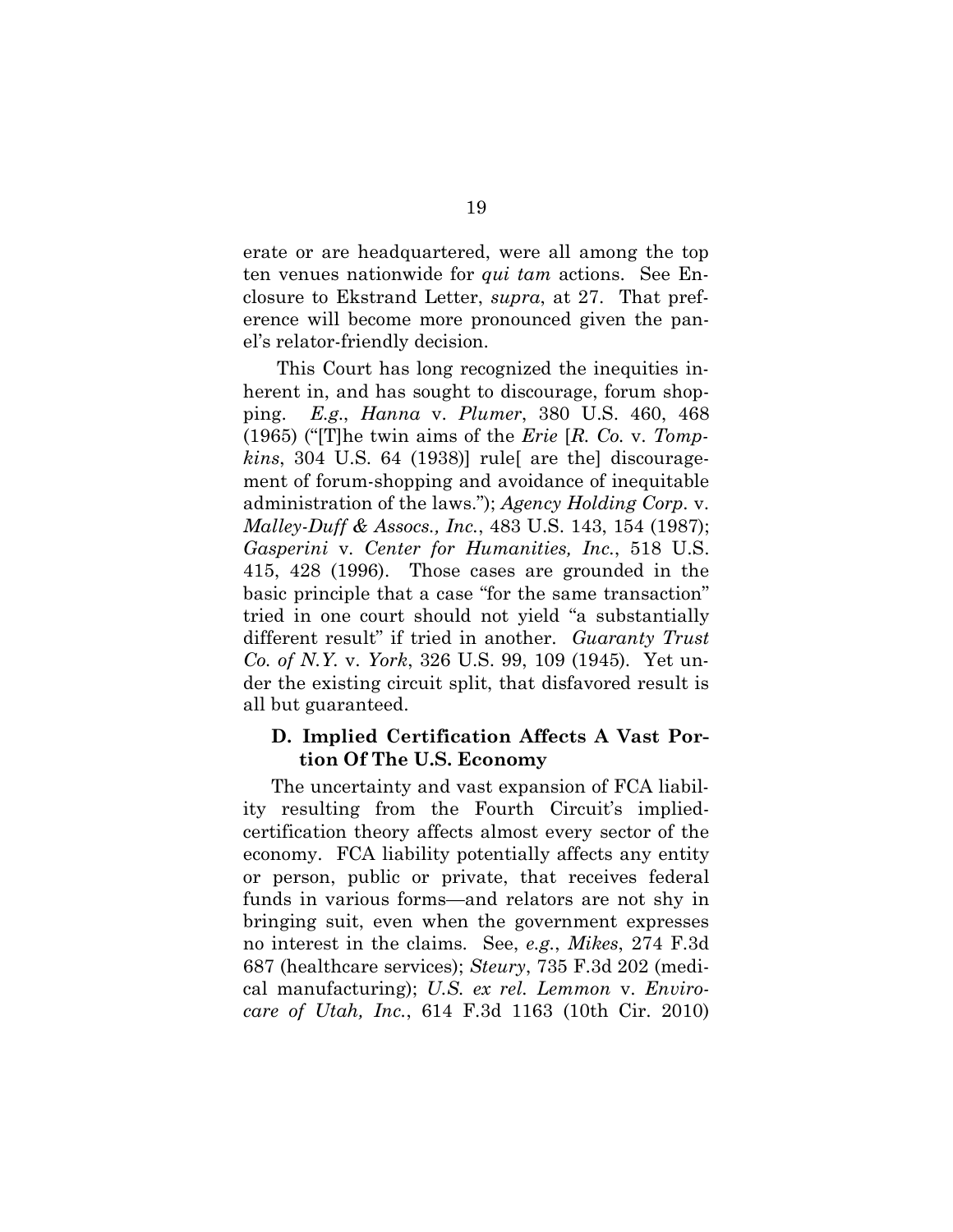erate or are headquartered, were all among the top ten venues nationwide for *qui tam* actions. See Enclosure to Ekstrand Letter, *supra*, at 27. That preference will become more pronounced given the panel's relator-friendly decision.

This Court has long recognized the inequities inherent in, and has sought to discourage, forum shopping. *E.g.*, *Hanna* v. *Plumer*, 380 U.S. 460, 468 (1965) ("[T]he twin aims of the *Erie* [*R. Co.* v. *Tompkins*, 304 U.S. 64 (1938)] rule[ are the] discouragement of forum-shopping and avoidance of inequitable administration of the laws."); *Agency Holding Corp.* v. *Malley-Duff & Assocs., Inc.*, 483 U.S. 143, 154 (1987); *Gasperini* v. *Center for Humanities, Inc.*, 518 U.S. 415, 428 (1996). Those cases are grounded in the basic principle that a case "for the same transaction" tried in one court should not yield "a substantially different result" if tried in another. *Guaranty Trust Co. of N.Y.* v. *York*, 326 U.S. 99, 109 (1945). Yet under the existing circuit split, that disfavored result is all but guaranteed.

### D. Implied Certification Affects A Vast Portion Of The U.S. Economy

The uncertainty and vast expansion of FCA liability resulting from the Fourth Circuit's implied-certification theory affects almost every sector of the economy. FCA liability potentially affects any entity or person, public or private, that receives federal funds in various forms—and relators are not shy in bringing suit, even when the government expresses no interest in the claims. See, *e.g.*, *Mikes*, 274 F.3d 687 (healthcare services); *Steury*, 735 F.3d 202 (medical manufacturing); *U.S. ex rel. Lemmon* v. *Envirocare of Utah, Inc.*, 614 F.3d 1163 (10th Cir. 2010)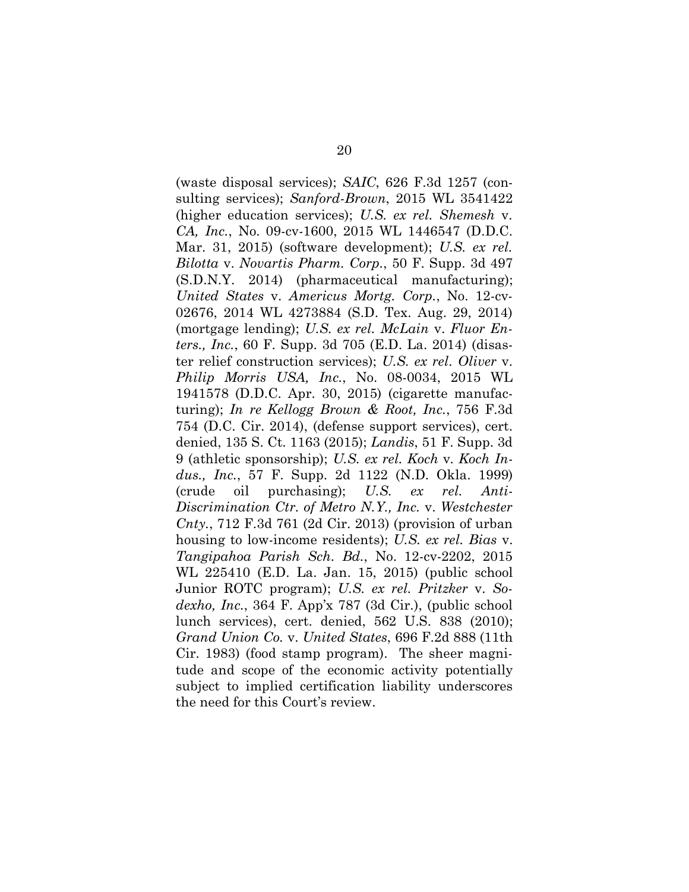(waste disposal services); *SAIC*, 626 F.3d 1257 (consulting services); *Sanford-Brown*, 2015 WL 3541422 (higher education services); *U.S. ex rel. Shemesh* v. *CA, Inc.*, No. 09-cv-1600, 2015 WL 1446547 (D.D.C. Mar. 31, 2015) (software development); *U.S. ex rel. Bilotta* v. *Novartis Pharm. Corp.*, 50 F. Supp. 3d 497 (S.D.N.Y. 2014) (pharmaceutical manufacturing); *United States* v. *Americus Mortg. Corp.*, No. 12-cv-02676, 2014 WL 4273884 (S.D. Tex. Aug. 29, 2014) (mortgage lending); *U.S. ex rel. McLain* v. *Fluor Enters., Inc.*, 60 F. Supp. 3d 705 (E.D. La. 2014) (disaster relief construction services); *U.S. ex rel. Oliver* v. *Philip Morris USA, Inc.*, No. 08-0034, 2015 WL 1941578 (D.D.C. Apr. 30, 2015) (cigarette manufacturing); *In re Kellogg Brown & Root, Inc.*, 756 F.3d 754 (D.C. Cir. 2014), (defense support services), cert. denied, 135 S. Ct. 1163 (2015); *Landis*, 51 F. Supp. 3d 9 (athletic sponsorship); *U.S. ex rel. Koch* v. *Koch Indus., Inc.*, 57 F. Supp. 2d 1122 (N.D. Okla. 1999) (crude oil purchasing); *U.S. ex rel. Anti-Discrimination Ctr. of Metro N.Y., Inc.* v. *Westchester Cnty.*, 712 F.3d 761 (2d Cir. 2013) (provision of urban housing to low-income residents); *U.S. ex rel. Bias* v. *Tangipahoa Parish Sch. Bd.*, No. 12-cv-2202, 2015 WL 225410 (E.D. La. Jan. 15, 2015) (public school Junior ROTC program); *U.S. ex rel. Pritzker* v. *Sodexho, Inc.*, 364 F. App'x 787 (3d Cir.), (public school lunch services), cert. denied, 562 U.S. 838 (2010); *Grand Union Co.* v. *United States*, 696 F.2d 888 (11th Cir. 1983) (food stamp program). The sheer magnitude and scope of the economic activity potentially subject to implied certification liability underscores the need for this Court's review.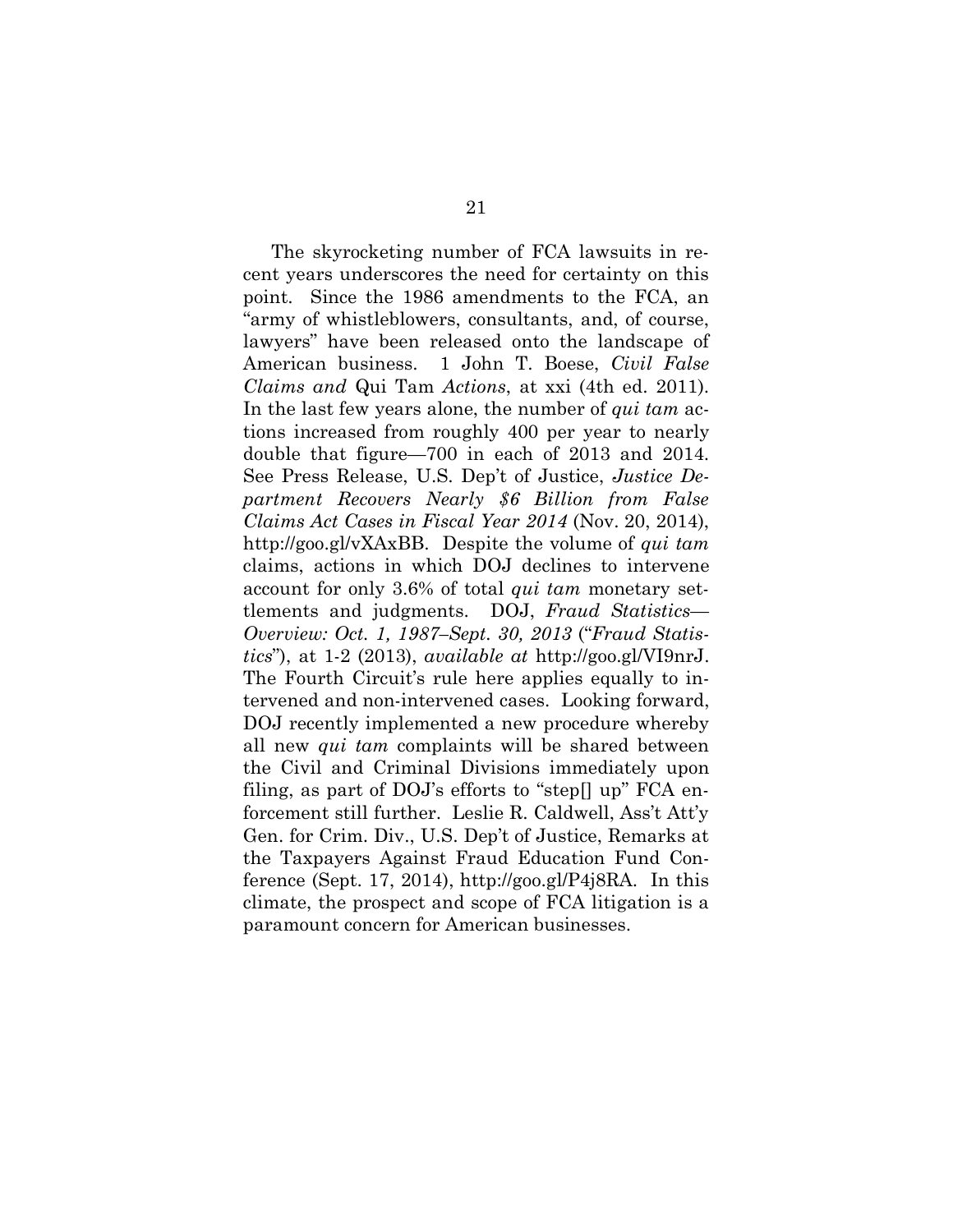The skyrocketing number of FCA lawsuits in recent years underscores the need for certainty on this point. Since the 1986 amendments to the FCA, an "army of whistleblowers, consultants, and, of course, lawyers" have been released onto the landscape of American business. 1 John T. Boese, *Civil False Claims and* Qui Tam *Actions*, at xxi (4th ed. 2011). In the last few years alone, the number of *qui tam* actions increased from roughly 400 per year to nearly double that figure—700 in each of 2013 and 2014. See Press Release, U.S. Dep't of Justice, *Justice Department Recovers Nearly $6 Billion from False Claims Act Cases in Fiscal Year 2014* (Nov. 20, 2014), http://goo.gl/vXAxBB. Despite the volume of *qui tam* claims, actions in which DOJ declines to intervene account for only 3.6% of total *qui tam* monetary settlements and judgments. DOJ, *Fraud Statistics—Overview: Oct. 1, 1987–Sept. 30, 2013* ("*Fraud Statistics*"), at 1-2 (2013), *available at* http://goo.gl/VI9nrJ. The Fourth Circuit's rule here applies equally to intervened and non-intervened cases. Looking forward, DOJ recently implemented a new procedure whereby all new *qui tam* complaints will be shared between the Civil and Criminal Divisions immediately upon filing, as part of DOJ's efforts to "step[] up" FCA enforcement still further. Leslie R. Caldwell, Ass't Att'y Gen. for Crim. Div., U.S. Dep't of Justice, Remarks at the Taxpayers Against Fraud Education Fund Conference (Sept. 17, 2014), http://goo.gl/P4j8RA. In this climate, the prospect and scope of FCA litigation is a paramount concern for American businesses.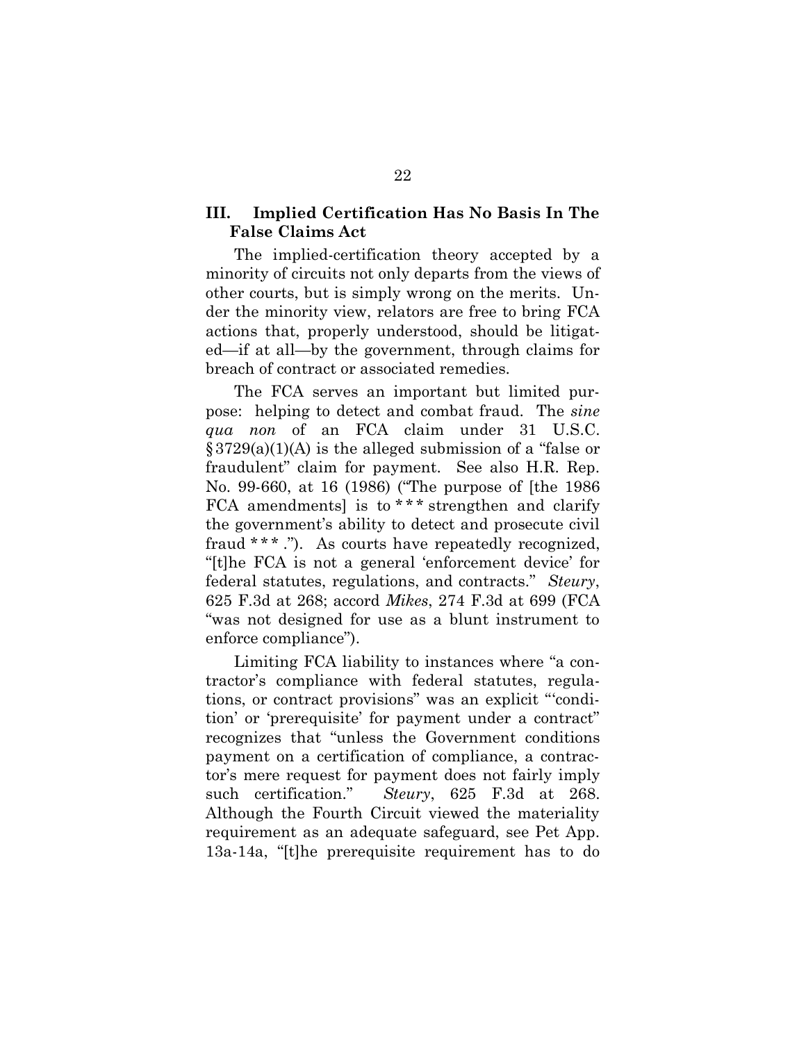## III. Implied Certification Has No Basis In The False Claims Act

The implied-certification theory accepted by a minority of circuits not only departs from the views of other courts, but is simply wrong on the merits. Under the minority view, relators are free to bring FCA actions that, properly understood, should be litigated—if at all—by the government, through claims for breach of contract or associated remedies.

The FCA serves an important but limited purpose: helping to detect and combat fraud. The *sine qua non* of an FCA claim under 31 U.S.C. §3729(a)(1)(A) is the alleged submission of a "false or fraudulent" claim for payment. See also H.R. Rep. No. 99-660, at 16 (1986) ("The purpose of [the 1986 FCA amendments] is to *** strengthen and clarify the government's ability to detect and prosecute civil fraud *** ."). As courts have repeatedly recognized, "[t]he FCA is not a general 'enforcement device' for federal statutes, regulations, and contracts." *Steury*, 625 F.3d at 268; accord *Mikes*, 274 F.3d at 699 (FCA "was not designed for use as a blunt instrument to enforce compliance").

Limiting FCA liability to instances where "a contractor's compliance with federal statutes, regulations, or contract provisions" was an explicit "'condition' or 'prerequisite' for payment under a contract" recognizes that "unless the Government conditions payment on a certification of compliance, a contractor's mere request for payment does not fairly imply such certification." *Steury*, 625 F.3d at 268. Although the Fourth Circuit viewed the materiality requirement as an adequate safeguard, see Pet App. 13a-14a, "[t]he prerequisite requirement has to do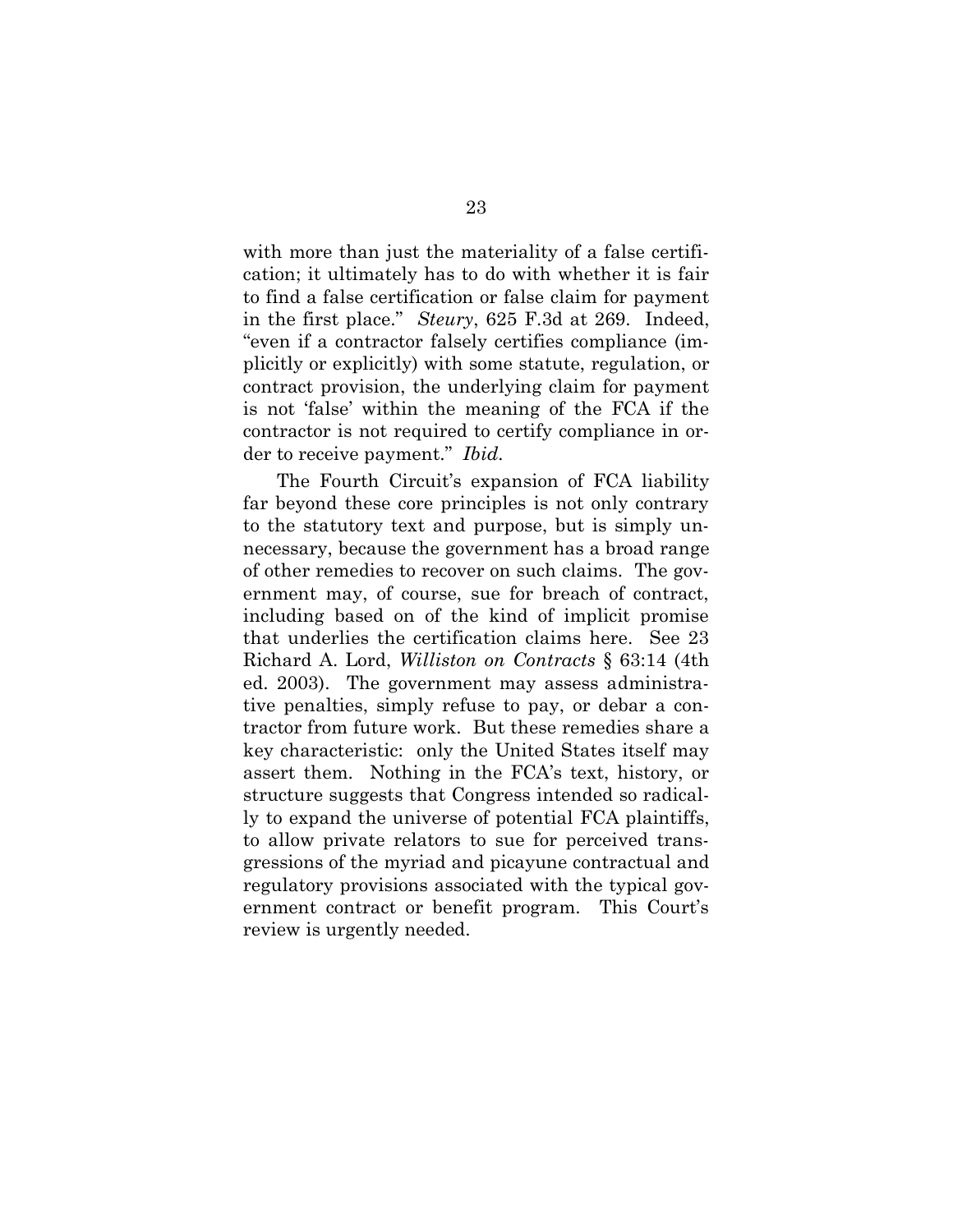with more than just the materiality of a false certification; it ultimately has to do with whether it is fair to find a false certification or false claim for payment in the first place." *Steury*, 625 F.3d at 269. Indeed, "even if a contractor falsely certifies compliance (implicitly or explicitly) with some statute, regulation, or contract provision, the underlying claim for payment is not 'false' within the meaning of the FCA if the contractor is not required to certify compliance in order to receive payment." *Ibid*.

The Fourth Circuit's expansion of FCA liability far beyond these core principles is not only contrary to the statutory text and purpose, but is simply unnecessary, because the government has a broad range of other remedies to recover on such claims. The government may, of course, sue for breach of contract, including based on of the kind of implicit promise that underlies the certification claims here. See 23 Richard A. Lord, *Williston on Contracts* § 63:14 (4th ed. 2003). The government may assess administrative penalties, simply refuse to pay, or debar a contractor from future work. But these remedies share a key characteristic: only the United States itself may assert them. Nothing in the FCA's text, history, or structure suggests that Congress intended so radically to expand the universe of potential FCA plaintiffs, to allow private relators to sue for perceived transgressions of the myriad and picayune contractual and regulatory provisions associated with the typical government contract or benefit program. This Court's review is urgently needed.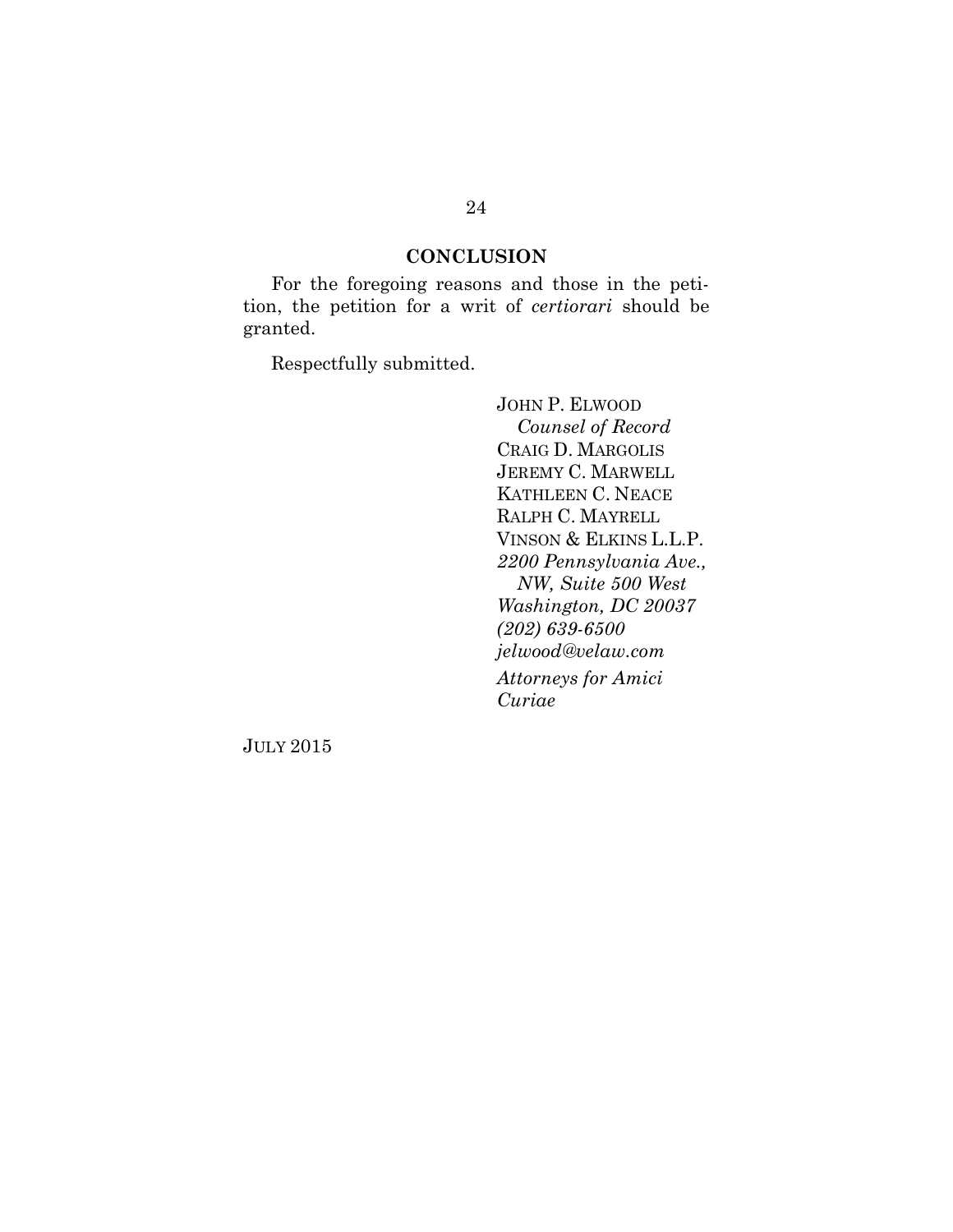## CONCLUSION

For the foregoing reasons and those in the petition, the petition for a writ of *certiorari* should be granted.

Respectfully submitted.

JOHN P. ELWOOD
*Counsel of Record*
CRAIG D. MARGOLIS
JEREMY C. MARWELL
KATHLEEN C. NEACE
RALPH C. MAYRELL
VINSON & ELKINS L.L.P.
*2200 Pennsylvania Ave., NW, Suite 500 West*
*Washington, DC 20037*
*(202) 639-6500*
*jelwood@velaw.com*

*Attorneys for Amici Curiae*

JULY 2015